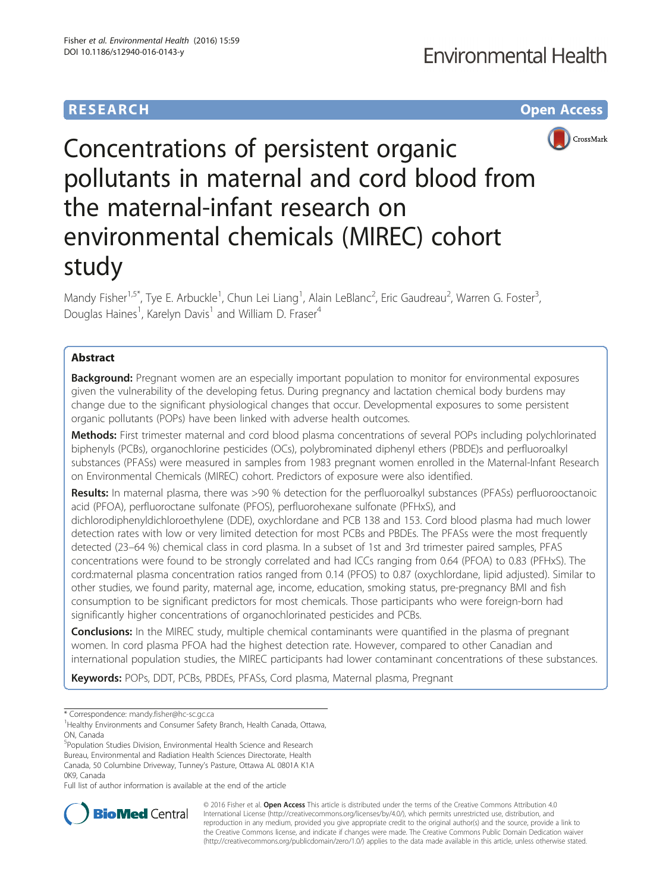RESEARCH Open Access

# Concentrations of persistent organic pollutants in maternal and cord blood from the maternal-infant research on environmental chemicals (MIREC) cohort study

Mandy Fisher[1,5*], Tye E. Arbuckle[1], Chun Lei Liang[1], Alain LeBlanc[2], Eric Gaudreau[2], Warren G. Foster[3], Douglas Haines[1], Karelyn Davis[1] and William D. Fraser[4]

## Abstract

**Background:** Pregnant women are an especially important population to monitor for environmental exposures given the vulnerability of the developing fetus. During pregnancy and lactation chemical body burdens may change due to the significant physiological changes that occur. Developmental exposures to some persistent organic pollutants (POPs) have been linked with adverse health outcomes.

**Methods:** First trimester maternal and cord blood plasma concentrations of several POPs including polychlorinated biphenyls (PCBs), organochlorine pesticides (OCs), polybrominated diphenyl ethers (PBDE)s and perfluoroalkyl substances (PFASs) were measured in samples from 1983 pregnant women enrolled in the Maternal-Infant Research on Environmental Chemicals (MIREC) cohort. Predictors of exposure were also identified.

**Results:** In maternal plasma, there was >90 % detection for the perfluoroalkyl substances (PFASs) perfluorooctanoic acid (PFOA), perfluoroctane sulfonate (PFOS), perfluorohexane sulfonate (PFHxS), and dichlorodiphenyldichloroethylene (DDE), oxychlordane and PCB 138 and 153. Cord blood plasma had much lower detection rates with low or very limited detection for most PCBs and PBDEs. The PFASs were the most frequently detected (23–64 %) chemical class in cord plasma. In a subset of 1st and 3rd trimester paired samples, PFAS concentrations were found to be strongly correlated and had ICCs ranging from 0.64 (PFOA) to 0.83 (PFHxS). The cord:maternal plasma concentration ratios ranged from 0.14 (PFOS) to 0.87 (oxychlordane, lipid adjusted). Similar to other studies, we found parity, maternal age, income, education, smoking status, pre-pregnancy BMI and fish consumption to be significant predictors for most chemicals. Those participants who were foreign-born had significantly higher concentrations of organochlorinated pesticides and PCBs.

**Conclusions:** In the MIREC study, multiple chemical contaminants were quantified in the plasma of pregnant women. In cord plasma PFOA had the highest detection rate. However, compared to other Canadian and international population studies, the MIREC participants had lower contaminant concentrations of these substances.

**Keywords:** POPs, DDT, PCBs, PBDEs, PFASs, Cord plasma, Maternal plasma, Pregnant

---

\* Correspondence: mandy.fisher@hc-sc.gc.ca

[1]Healthy Environments and Consumer Safety Branch, Health Canada, Ottawa, ON, Canada

[5]Population Studies Division, Environmental Health Science and Research Bureau, Environmental and Radiation Health Sciences Directorate, Health Canada, 50 Columbine Driveway, Tunney's Pasture, Ottawa AL 0801A K1A 0K9, Canada

Full list of author information is available at the end of the article

© 2016 Fisher et al. **Open Access** This article is distributed under the terms of the Creative Commons Attribution 4.0 International License (http://creativecommons.org/licenses/by/4.0/), which permits unrestricted use, distribution, and reproduction in any medium, provided you give appropriate credit to the original author(s) and the source, provide a link to the Creative Commons license, and indicate if changes were made. The Creative Commons Public Domain Dedication waiver (http://creativecommons.org/publicdomain/zero/1.0/) applies to the data made available in this article, unless otherwise stated.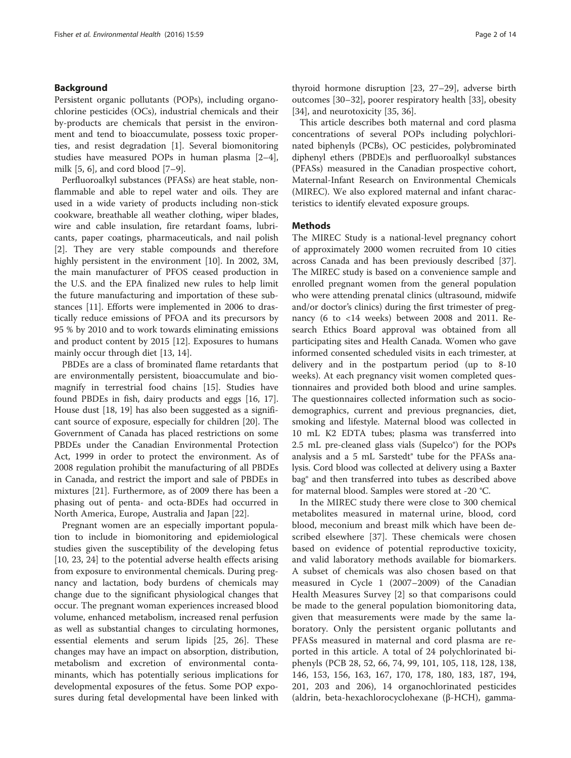## Background

Persistent organic pollutants (POPs), including organochlorine pesticides (OCs), industrial chemicals and their by-products are chemicals that persist in the environment and tend to bioaccumulate, possess toxic properties, and resist degradation [1]. Several biomonitoring studies have measured POPs in human plasma [2–4], milk [5, 6], and cord blood [7–9].

Perfluoroalkyl substances (PFASs) are heat stable, nonflammable and able to repel water and oils. They are used in a wide variety of products including non-stick cookware, breathable all weather clothing, wiper blades, wire and cable insulation, fire retardant foams, lubricants, paper coatings, pharmaceuticals, and nail polish [2]. They are very stable compounds and therefore highly persistent in the environment [10]. In 2002, 3M, the main manufacturer of PFOS ceased production in the U.S. and the EPA finalized new rules to help limit the future manufacturing and importation of these substances [11]. Efforts were implemented in 2006 to drastically reduce emissions of PFOA and its precursors by 95 % by 2010 and to work towards eliminating emissions and product content by 2015 [12]. Exposures to humans mainly occur through diet [13, 14].

PBDEs are a class of brominated flame retardants that are environmentally persistent, bioaccumulate and biomagnify in terrestrial food chains [15]. Studies have found PBDEs in fish, dairy products and eggs [16, 17]. House dust [18, 19] has also been suggested as a significant source of exposure, especially for children [20]. The Government of Canada has placed restrictions on some PBDEs under the Canadian Environmental Protection Act, 1999 in order to protect the environment. As of 2008 regulation prohibit the manufacturing of all PBDEs in Canada, and restrict the import and sale of PBDEs in mixtures [21]. Furthermore, as of 2009 there has been a phasing out of penta- and octa-BDEs had occurred in North America, Europe, Australia and Japan [22].

Pregnant women are an especially important population to include in biomonitoring and epidemiological studies given the susceptibility of the developing fetus [10, 23, 24] to the potential adverse health effects arising from exposure to environmental chemicals. During pregnancy and lactation, body burdens of chemicals may change due to the significant physiological changes that occur. The pregnant woman experiences increased blood volume, enhanced metabolism, increased renal perfusion as well as substantial changes to circulating hormones, essential elements and serum lipids [25, 26]. These changes may have an impact on absorption, distribution, metabolism and excretion of environmental contaminants, which has potentially serious implications for developmental exposures of the fetus. Some POP exposures during fetal developmental have been linked with thyroid hormone disruption [23, 27–29], adverse birth outcomes [30–32], poorer respiratory health [33], obesity [34], and neurotoxicity [35, 36].

This article describes both maternal and cord plasma concentrations of several POPs including polychlorinated biphenyls (PCBs), OC pesticides, polybrominated diphenyl ethers (PBDE)s and perfluoroalkyl substances (PFASs) measured in the Canadian prospective cohort, Maternal-Infant Research on Environmental Chemicals (MIREC). We also explored maternal and infant characteristics to identify elevated exposure groups.

## Methods

The MIREC Study is a national-level pregnancy cohort of approximately 2000 women recruited from 10 cities across Canada and has been previously described [37]. The MIREC study is based on a convenience sample and enrolled pregnant women from the general population who were attending prenatal clinics (ultrasound, midwife and/or doctor's clinics) during the first trimester of pregnancy (6 to <14 weeks) between 2008 and 2011. Research Ethics Board approval was obtained from all participating sites and Health Canada. Women who gave informed consented scheduled visits in each trimester, at delivery and in the postpartum period (up to 8-10 weeks). At each pregnancy visit women completed questionnaires and provided both blood and urine samples. The questionnaires collected information such as sociodemographics, current and previous pregnancies, diet, smoking and lifestyle. Maternal blood was collected in 10 mL K2 EDTA tubes; plasma was transferred into 2.5 mL pre-cleaned glass vials (Supelco®) for the POPs analysis and a 5 mL Sarstedt® tube for the PFASs analysis. Cord blood was collected at delivery using a Baxter bag® and then transferred into tubes as described above for maternal blood. Samples were stored at -20 °C.

In the MIREC study there were close to 300 chemical metabolites measured in maternal urine, blood, cord blood, meconium and breast milk which have been described elsewhere [37]. These chemicals were chosen based on evidence of potential reproductive toxicity, and valid laboratory methods available for biomarkers. A subset of chemicals was also chosen based on that measured in Cycle 1 (2007–2009) of the Canadian Health Measures Survey [2] so that comparisons could be made to the general population biomonitoring data, given that measurements were made by the same laboratory. Only the persistent organic pollutants and PFASs measured in maternal and cord plasma are reported in this article. A total of 24 polychlorinated biphenyls (PCB 28, 52, 66, 74, 99, 101, 105, 118, 128, 138, 146, 153, 156, 163, 167, 170, 178, 180, 183, 187, 194, 201, 203 and 206), 14 organochlorinated pesticides (aldrin, beta-hexachlorocyclohexane (β-HCH), gamma-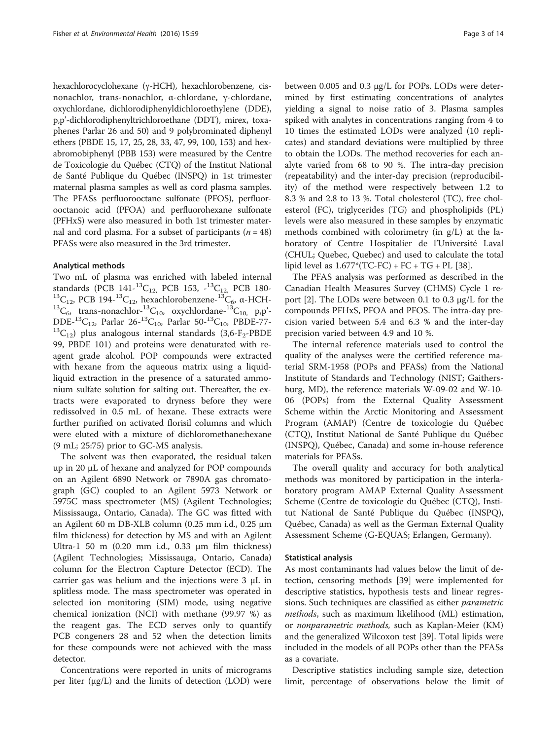hexachlorocyclohexane (γ-HCH), hexachlorobenzene, cis-nonachlor, trans-nonachlor, α-chlordane, γ-chlordane, oxychlordane, dichlorodiphenyldichloroethylene (DDE), p,p'-dichlorodiphenyltrichloroethane (DDT), mirex, toxaphenes Parlar 26 and 50) and 9 polybrominated diphenyl ethers (PBDE 15, 17, 25, 28, 33, 47, 99, 100, 153) and hexabromobiphenyl (PBB 153) were measured by the Centre de Toxicologie du Québec (CTQ) of the Institut National de Santé Publique du Québec (INSPQ) in 1st trimester maternal plasma samples as well as cord plasma samples. The PFASs perfluorooctane sulfonate (PFOS), perfluorooctanoic acid (PFOA) and perfluorohexane sulfonate (PFHxS) were also measured in both 1st trimester maternal and cord plasma. For a subset of participants ($n = 48$) PFASs were also measured in the 3rd trimester.

### Analytical methods

Two mL of plasma was enriched with labeled internal standards (PCB 141-$^{13}C_{12}$, PCB 153, -$^{13}C_{12}$, PCB 180-$^{13}C_{12}$, PCB 194-$^{13}C_{12}$, hexachlorobenzene-$^{13}C_6$, α-HCH-$^{13}C_6$, trans-nonachlor-$^{13}C_{10}$, oxychlordane-$^{13}C_{10}$, p,p'-DDE-$^{13}C_{12}$, Parlar 26-$^{13}C_{10}$, Parlar 50-$^{13}C_{10}$, PBDE-77-$^{13}C_{12}$) plus analogous internal standards (3,6-$F_2$-PBDE 99, PBDE 101) and proteins were denaturated with reagent grade alcohol. POP compounds were extracted with hexane from the aqueous matrix using a liquid-liquid extraction in the presence of a saturated ammonium sulfate solution for salting out. Thereafter, the extracts were evaporated to dryness before they were redissolved in 0.5 mL of hexane. These extracts were further purified on activated florisil columns and which were eluted with a mixture of dichloromethane:hexane (9 mL; 25:75) prior to GC-MS analysis.

The solvent was then evaporated, the residual taken up in 20 μL of hexane and analyzed for POP compounds on an Agilent 6890 Network or 7890A gas chromatograph (GC) coupled to an Agilent 5973 Network or 5975C mass spectrometer (MS) (Agilent Technologies; Mississauga, Ontario, Canada). The GC was fitted with an Agilent 60 m DB-XLB column (0.25 mm i.d., 0.25 μm film thickness) for detection by MS and with an Agilent Ultra-1 50 m (0.20 mm i.d., 0.33 μm film thickness) (Agilent Technologies; Mississauga, Ontario, Canada) column for the Electron Capture Detector (ECD). The carrier gas was helium and the injections were 3 μL in splitless mode. The mass spectrometer was operated in selected ion monitoring (SIM) mode, using negative chemical ionization (NCI) with methane (99.97 %) as the reagent gas. The ECD serves only to quantify PCB congeners 28 and 52 when the detection limits for these compounds were not achieved with the mass detector.

Concentrations were reported in units of micrograms per liter (μg/L) and the limits of detection (LOD) were between 0.005 and 0.3 μg/L for POPs. LODs were determined by first estimating concentrations of analytes yielding a signal to noise ratio of 3. Plasma samples spiked with analytes in concentrations ranging from 4 to 10 times the estimated LODs were analyzed (10 replicates) and standard deviations were multiplied by three to obtain the LODs. The method recoveries for each analyte varied from 68 to 90 %. The intra-day precision (repeatability) and the inter-day precision (reproducibility) of the method were respectively between 1.2 to 8.3 % and 2.8 to 13 %. Total cholesterol (TC), free cholesterol (FC), triglycerides (TG) and phospholipids (PL) levels were also measured in these samples by enzymatic methods combined with colorimetry (in g/L) at the laboratory of Centre Hospitalier de l'Université Laval (CHUL; Quebec, Quebec) and used to calculate the total lipid level as $1.677*(TC-FC) + FC + TG + PL$ [38].

The PFAS analysis was performed as described in the Canadian Health Measures Survey (CHMS) Cycle 1 report [2]. The LODs were between 0.1 to 0.3 μg/L for the compounds PFHxS, PFOA and PFOS. The intra-day precision varied between 5.4 and 6.3 % and the inter-day precision varied between 4.9 and 10 %.

The internal reference materials used to control the quality of the analyses were the certified reference material SRM-1958 (POPs and PFASs) from the National Institute of Standards and Technology (NIST; Gaithersburg, MD), the reference materials W-09-02 and W-10-06 (POPs) from the External Quality Assessment Scheme within the Arctic Monitoring and Assessment Program (AMAP) (Centre de toxicologie du Québec (CTQ), Institut National de Santé Publique du Québec (INSPQ), Québec, Canada) and some in-house reference materials for PFASs.

The overall quality and accuracy for both analytical methods was monitored by participation in the interlaboratory program AMAP External Quality Assessment Scheme (Centre de toxicologie du Québec (CTQ), Institut National de Santé Publique du Québec (INSPQ), Québec, Canada) as well as the German External Quality Assessment Scheme (G-EQUAS; Erlangen, Germany).

### Statistical analysis

As most contaminants had values below the limit of detection, censoring methods [39] were implemented for descriptive statistics, hypothesis tests and linear regressions. Such techniques are classified as either *parametric methods*, such as maximum likelihood (ML) estimation, or *nonparametric methods*, such as Kaplan-Meier (KM) and the generalized Wilcoxon test [39]. Total lipids were included in the models of all POPs other than the PFASs as a covariate.

Descriptive statistics including sample size, detection limit, percentage of observations below the limit of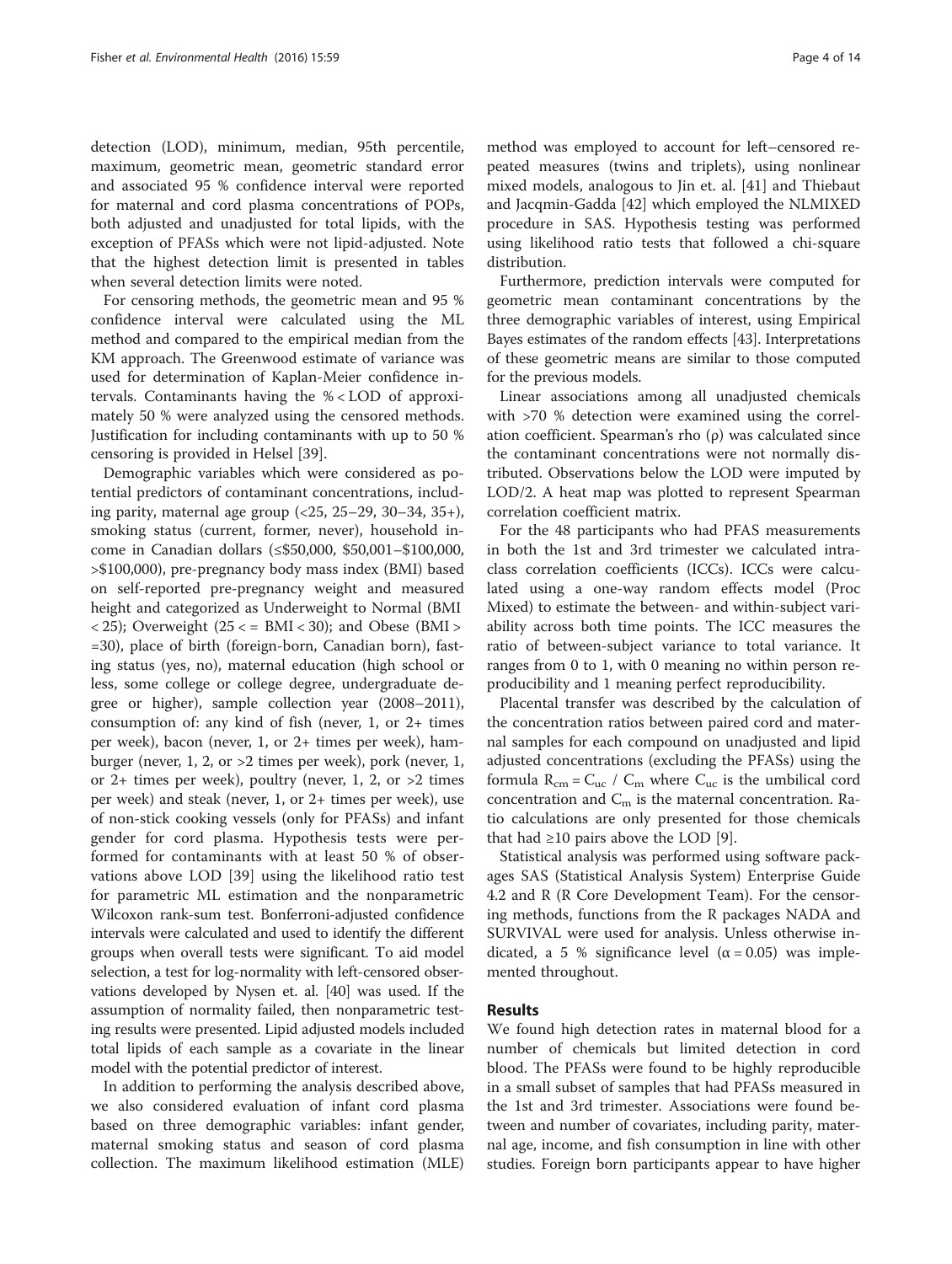detection (LOD), minimum, median, 95th percentile, maximum, geometric mean, geometric standard error and associated 95 % confidence interval were reported for maternal and cord plasma concentrations of POPs, both adjusted and unadjusted for total lipids, with the exception of PFASs which were not lipid-adjusted. Note that the highest detection limit is presented in tables when several detection limits were noted.

For censoring methods, the geometric mean and 95 % confidence interval were calculated using the ML method and compared to the empirical median from the KM approach. The Greenwood estimate of variance was used for determination of Kaplan-Meier confidence intervals. Contaminants having the % < LOD of approximately 50 % were analyzed using the censored methods. Justification for including contaminants with up to 50 % censoring is provided in Helsel [39].

Demographic variables which were considered as potential predictors of contaminant concentrations, including parity, maternal age group (<25, 25–29, 30–34, 35+), smoking status (current, former, never), household income in Canadian dollars (≤\$50,000, \$50,001–\$100,000, >\$100,000), pre-pregnancy body mass index (BMI) based on self-reported pre-pregnancy weight and measured height and categorized as Underweight to Normal (BMI < 25); Overweight (25 < = BMI < 30); and Obese (BMI > =30), place of birth (foreign-born, Canadian born), fasting status (yes, no), maternal education (high school or less, some college or college degree, undergraduate degree or higher), sample collection year (2008–2011), consumption of: any kind of fish (never, 1, or 2+ times per week), bacon (never, 1, or 2+ times per week), hamburger (never, 1, 2, or >2 times per week), pork (never, 1, or 2+ times per week), poultry (never, 1, 2, or >2 times per week) and steak (never, 1, or 2+ times per week), use of non-stick cooking vessels (only for PFASs) and infant gender for cord plasma. Hypothesis tests were performed for contaminants with at least 50 % of observations above LOD [39] using the likelihood ratio test for parametric ML estimation and the nonparametric Wilcoxon rank-sum test. Bonferroni-adjusted confidence intervals were calculated and used to identify the different groups when overall tests were significant. To aid model selection, a test for log-normality with left-censored observations developed by Nysen et. al. [40] was used. If the assumption of normality failed, then nonparametric testing results were presented. Lipid adjusted models included total lipids of each sample as a covariate in the linear model with the potential predictor of interest.

In addition to performing the analysis described above, we also considered evaluation of infant cord plasma based on three demographic variables: infant gender, maternal smoking status and season of cord plasma collection. The maximum likelihood estimation (MLE) method was employed to account for left–censored repeated measures (twins and triplets), using nonlinear mixed models, analogous to Jin et. al. [41] and Thiebaut and Jacqmin-Gadda [42] which employed the NLMIXED procedure in SAS. Hypothesis testing was performed using likelihood ratio tests that followed a chi-square distribution.

Furthermore, prediction intervals were computed for geometric mean contaminant concentrations by the three demographic variables of interest, using Empirical Bayes estimates of the random effects [43]. Interpretations of these geometric means are similar to those computed for the previous models.

Linear associations among all unadjusted chemicals with >70 % detection were examined using the correlation coefficient. Spearman's rho (ρ) was calculated since the contaminant concentrations were not normally distributed. Observations below the LOD were imputed by LOD/2. A heat map was plotted to represent Spearman correlation coefficient matrix.

For the 48 participants who had PFAS measurements in both the 1st and 3rd trimester we calculated intraclass correlation coefficients (ICCs). ICCs were calculated using a one-way random effects model (Proc Mixed) to estimate the between- and within-subject variability across both time points. The ICC measures the ratio of between-subject variance to total variance. It ranges from 0 to 1, with 0 meaning no within person reproducibility and 1 meaning perfect reproducibility.

Placental transfer was described by the calculation of the concentration ratios between paired cord and maternal samples for each compound on unadjusted and lipid adjusted concentrations (excluding the PFASs) using the formula $R_{cm} = C_{uc} / C_m$ where $C_{uc}$ is the umbilical cord concentration and $C_m$ is the maternal concentration. Ratio calculations are only presented for those chemicals that had ≥10 pairs above the LOD [9].

Statistical analysis was performed using software packages SAS (Statistical Analysis System) Enterprise Guide 4.2 and R (R Core Development Team). For the censoring methods, functions from the R packages NADA and SURVIVAL were used for analysis. Unless otherwise indicated, a 5 % significance level ($\alpha = 0.05$) was implemented throughout.

## Results

We found high detection rates in maternal blood for a number of chemicals but limited detection in cord blood. The PFASs were found to be highly reproducible in a small subset of samples that had PFASs measured in the 1st and 3rd trimester. Associations were found between and number of covariates, including parity, maternal age, income, and fish consumption in line with other studies. Foreign born participants appear to have higher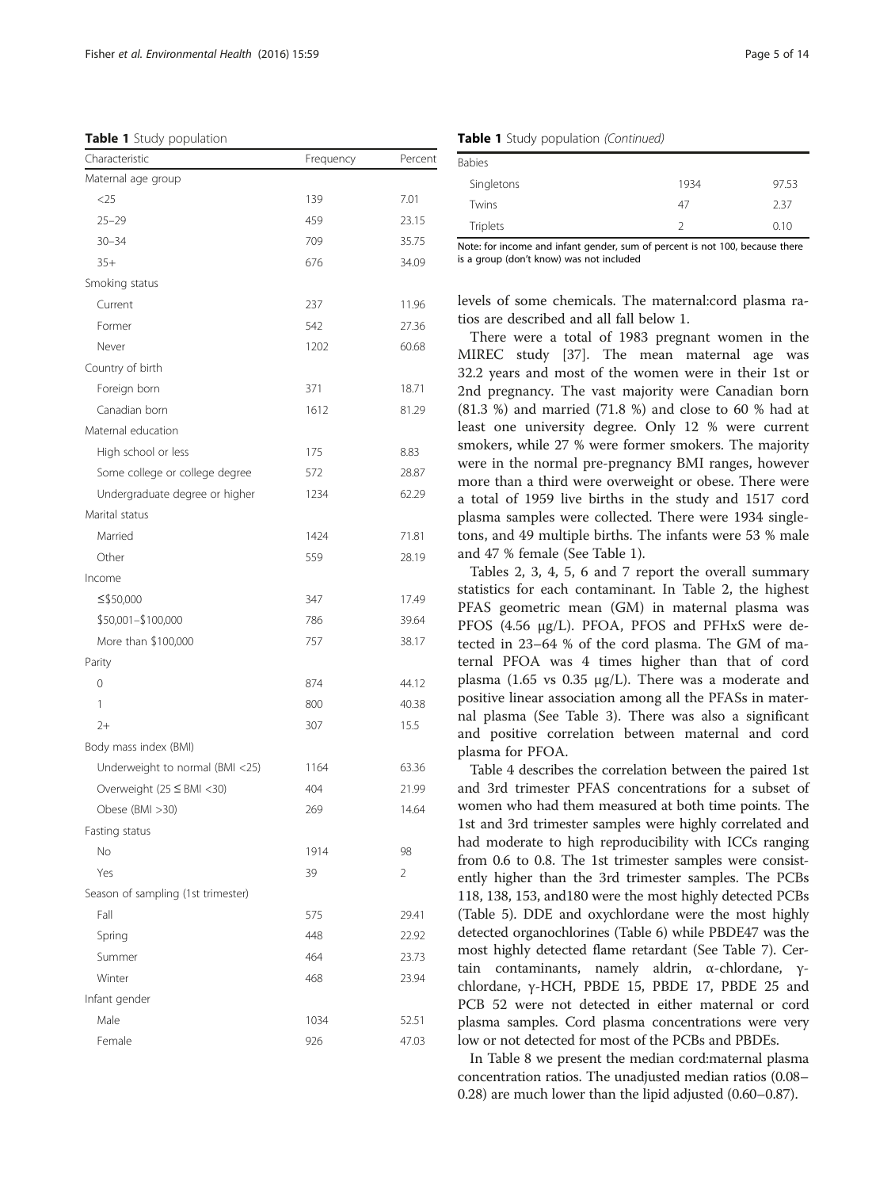**Table 1** Study population

| Characteristic | Frequency | Percent |
|---|---|---|
| Maternal age group | | |
| <25 | 139 | 7.01 |
| 25–29 | 459 | 23.15 |
| 30–34 | 709 | 35.75 |
| 35+ | 676 | 34.09 |
| Smoking status | | |
| Current | 237 | 11.96 |
| Former | 542 | 27.36 |
| Never | 1202 | 60.68 |
| Country of birth | | |
| Foreign born | 371 | 18.71 |
| Canadian born | 1612 | 81.29 |
| Maternal education | | |
| High school or less | 175 | 8.83 |
| Some college or college degree | 572 | 28.87 |
| Undergraduate degree or higher | 1234 | 62.29 |
| Marital status | | |
| Married | 1424 | 71.81 |
| Other | 559 | 28.19 |
| Income | | |
| ≤$50,000 | 347 | 17.49 |
| $50,001–$100,000 | 786 | 39.64 |
| More than $100,000 | 757 | 38.17 |
| Parity | | |
| 0 | 874 | 44.12 |
| 1 | 800 | 40.38 |
| 2+ | 307 | 15.5 |
| Body mass index (BMI) | | |
| Underweight to normal (BMI <25) | 1164 | 63.36 |
| Overweight (25 ≤ BMI <30) | 404 | 21.99 |
| Obese (BMI >30) | 269 | 14.64 |
| Fasting status | | |
| No | 1914 | 98 |
| Yes | 39 | 2 |
| Season of sampling (1st trimester) | | |
| Fall | 575 | 29.41 |
| Spring | 448 | 22.92 |
| Summer | 464 | 23.73 |
| Winter | 468 | 23.94 |
| Infant gender | | |
| Male | 1034 | 52.51 |
| Female | 926 | 47.03 |
| Babies | | |
| Singletons | 1934 | 97.53 |
| Twins | 47 | 2.37 |
| Triplets | 2 | 0.10 |

Note: for income and infant gender, sum of percent is not 100, because there is a group (don't know) was not included

levels of some chemicals. The maternal:cord plasma ratios are described and all fall below 1.

There were a total of 1983 pregnant women in the MIREC study [37]. The mean maternal age was 32.2 years and most of the women were in their 1st or 2nd pregnancy. The vast majority were Canadian born (81.3 %) and married (71.8 %) and close to 60 % had at least one university degree. Only 12 % were current smokers, while 27 % were former smokers. The majority were in the normal pre-pregnancy BMI ranges, however more than a third were overweight or obese. There were a total of 1959 live births in the study and 1517 cord plasma samples were collected. There were 1934 singletons, and 49 multiple births. The infants were 53 % male and 47 % female (See Table 1).

Tables 2, 3, 4, 5, 6 and 7 report the overall summary statistics for each contaminant. In Table 2, the highest PFAS geometric mean (GM) in maternal plasma was PFOS (4.56 μg/L). PFOA, PFOS and PFHxS were detected in 23–64 % of the cord plasma. The GM of maternal PFOA was 4 times higher than that of cord plasma (1.65 vs 0.35 μg/L). There was a moderate and positive linear association among all the PFASs in maternal plasma (See Table 3). There was also a significant and positive correlation between maternal and cord plasma for PFOA.

Table 4 describes the correlation between the paired 1st and 3rd trimester PFAS concentrations for a subset of women who had them measured at both time points. The 1st and 3rd trimester samples were highly correlated and had moderate to high reproducibility with ICCs ranging from 0.6 to 0.8. The 1st trimester samples were consistently higher than the 3rd trimester samples. The PCBs 118, 138, 153, and180 were the most highly detected PCBs (Table 5). DDE and oxychlordane were the most highly detected organochlorines (Table 6) while PBDE47 was the most highly detected flame retardant (See Table 7). Certain contaminants, namely aldrin, α-chlordane, γ-chlordane, γ-HCH, PBDE 15, PBDE 17, PBDE 25 and PCB 52 were not detected in either maternal or cord plasma samples. Cord plasma concentrations were very low or not detected for most of the PCBs and PBDEs.

In Table 8 we present the median cord:maternal plasma concentration ratios. The unadjusted median ratios (0.08–0.28) are much lower than the lipid adjusted (0.60–0.87).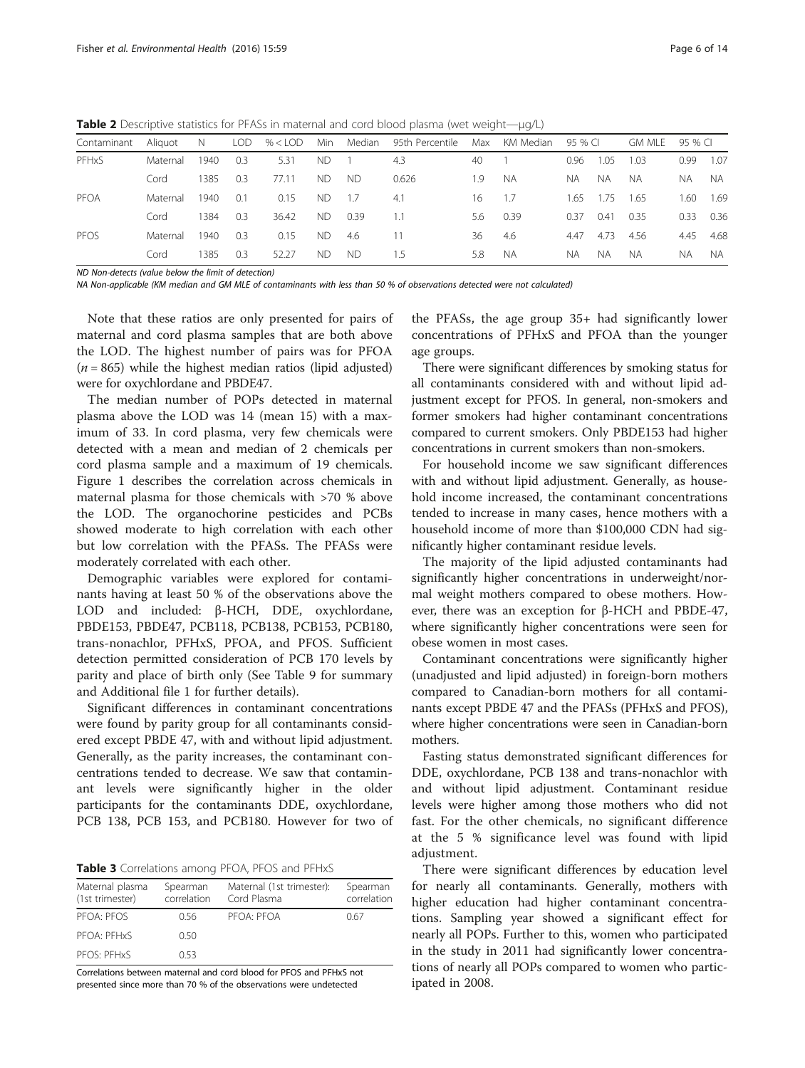**Table 2** Descriptive statistics for PFASs in maternal and cord blood plasma (wet weight—μg/L)

| Contaminant | Aliquot | N | LOD | % < LOD | Min | Median | 95th Percentile | Max | KM Median | 95 % CI | | GM MLE | 95 % CI | |
|---|---|---|---|---|---|---|---|---|---|---|---|---|---|---|
| PFHxS | Maternal | 1940 | 0.3 | 5.31 | ND | 1 | 4.3 | 40 | 1 | 0.96 | 1.05 | 1.03 | 0.99 | 1.07 |
| | Cord | 1385 | 0.3 | 77.11 | ND | ND | 0.626 | 1.9 | NA | NA | NA | NA | NA | NA |
| PFOA | Maternal | 1940 | 0.1 | 0.15 | ND | 1.7 | 4.1 | 16 | 1.7 | 1.65 | 1.75 | 1.65 | 1.60 | 1.69 |
| | Cord | 1384 | 0.3 | 36.42 | ND | 0.39 | 1.1 | 5.6 | 0.39 | 0.37 | 0.41 | 0.35 | 0.33 | 0.36 |
| PFOS | Maternal | 1940 | 0.3 | 0.15 | ND | 4.6 | 11 | 36 | 4.6 | 4.47 | 4.73 | 4.56 | 4.45 | 4.68 |
| | Cord | 1385 | 0.3 | 52.27 | ND | ND | 1.5 | 5.8 | NA | NA | NA | NA | NA | NA |

*ND* Non-detects (value below the limit of detection)
*NA* Non-applicable (KM median and GM MLE of contaminants with less than 50 % of observations detected were not calculated)

Note that these ratios are only presented for pairs of maternal and cord plasma samples that are both above the LOD. The highest number of pairs was for PFOA ($n = 865$) while the highest median ratios (lipid adjusted) were for oxychlordane and PBDE47.

The median number of POPs detected in maternal plasma above the LOD was 14 (mean 15) with a maximum of 33. In cord plasma, very few chemicals were detected with a mean and median of 2 chemicals per cord plasma sample and a maximum of 19 chemicals. Figure 1 describes the correlation across chemicals in maternal plasma for those chemicals with >70 % above the LOD. The organochorine pesticides and PCBs showed moderate to high correlation with each other but low correlation with the PFASs. The PFASs were moderately correlated with each other.

Demographic variables were explored for contaminants having at least 50 % of the observations above the LOD and included: β-HCH, DDE, oxychlordane, PBDE153, PBDE47, PCB118, PCB138, PCB153, PCB180, trans-nonachlor, PFHxS, PFOA, and PFOS. Sufficient detection permitted consideration of PCB 170 levels by parity and place of birth only (See Table 9 for summary and Additional file 1 for further details).

Significant differences in contaminant concentrations were found by parity group for all contaminants considered except PBDE 47, with and without lipid adjustment. Generally, as the parity increases, the contaminant concentrations tended to decrease. We saw that contaminant levels were significantly higher in the older participants for the contaminants DDE, oxychlordane, PCB 138, PCB 153, and PCB180. However for two of the PFASs, the age group 35+ had significantly lower concentrations of PFHxS and PFOA than the younger age groups.

**Table 3** Correlations among PFOA, PFOS and PFHxS

| Maternal plasma (1st trimester) | Spearman correlation | Maternal (1st trimester): Cord Plasma | Spearman correlation |
|---|---|---|---|
| PFOA: PFOS | 0.56 | PFOA: PFOA | 0.67 |
| PFOA: PFHxS | 0.50 | | |
| PFOS: PFHxS | 0.53 | | |

Correlations between maternal and cord blood for PFOS and PFHxS not presented since more than 70 % of the observations were undetected

There were significant differences by smoking status for all contaminants considered with and without lipid adjustment except for PFOS. In general, non-smokers and former smokers had higher contaminant concentrations compared to current smokers. Only PBDE153 had higher concentrations in current smokers than non-smokers.

For household income we saw significant differences with and without lipid adjustment. Generally, as household income increased, the contaminant concentrations tended to increase in many cases, hence mothers with a household income of more than $100,000 CDN had significantly higher contaminant residue levels.

The majority of the lipid adjusted contaminants had significantly higher concentrations in underweight/normal weight mothers compared to obese mothers. However, there was an exception for β-HCH and PBDE-47, where significantly higher concentrations were seen for obese women in most cases.

Contaminant concentrations were significantly higher (unadjusted and lipid adjusted) in foreign-born mothers compared to Canadian-born mothers for all contaminants except PBDE 47 and the PFASs (PFHxS and PFOS), where higher concentrations were seen in Canadian-born mothers.

Fasting status demonstrated significant differences for DDE, oxychlordane, PCB 138 and trans-nonachlor with and without lipid adjustment. Contaminant residue levels were higher among those mothers who did not fast. For the other chemicals, no significant difference at the 5 % significance level was found with lipid adjustment.

There were significant differences by education level for nearly all contaminants. Generally, mothers with higher education had higher contaminant concentrations. Sampling year showed a significant effect for nearly all POPs. Further to this, women who participated in the study in 2011 had significantly lower concentrations of nearly all POPs compared to women who participated in 2008.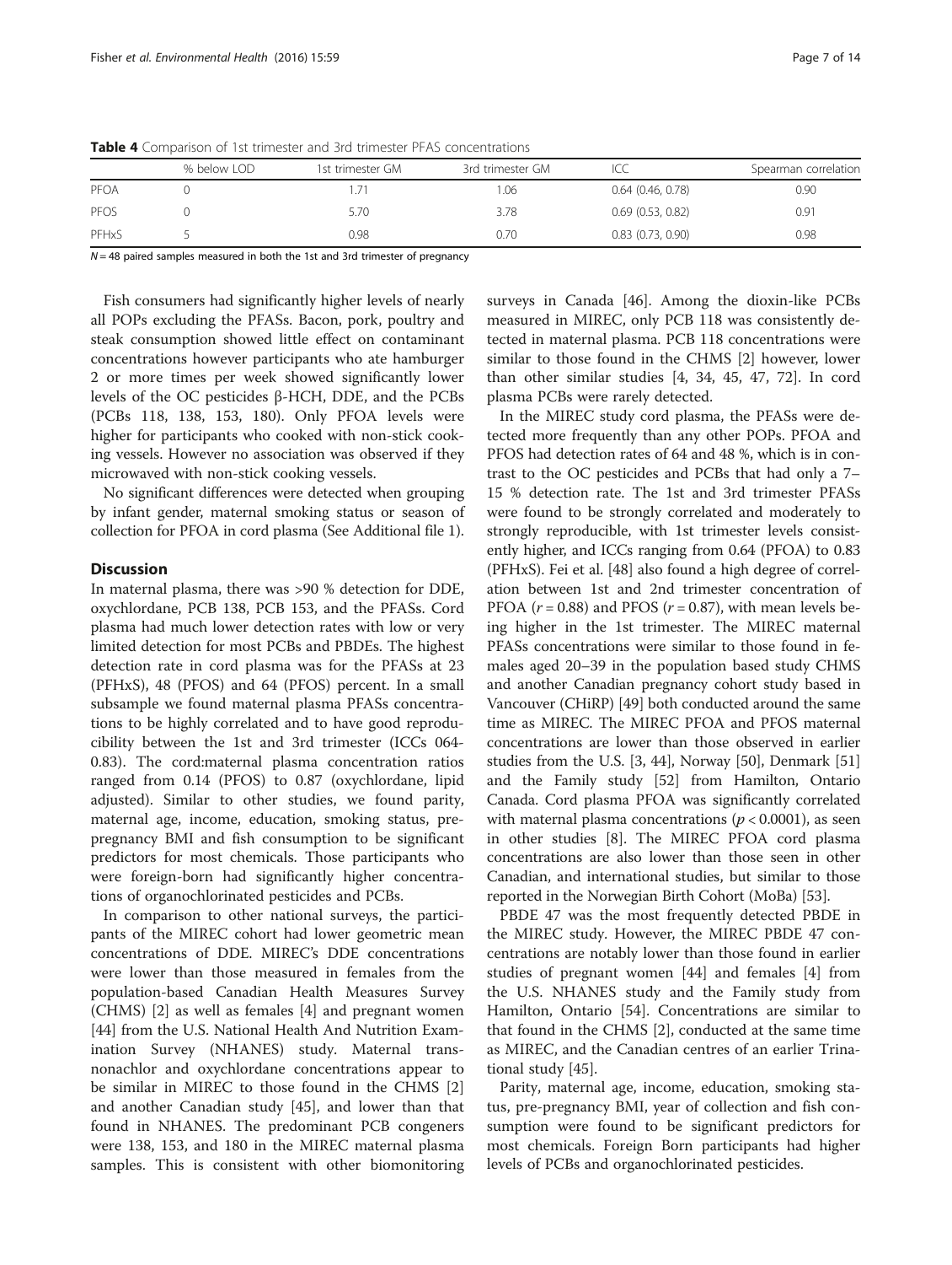**Table 4** Comparison of 1st trimester and 3rd trimester PFAS concentrations

|  | % below LOD | 1st trimester GM | 3rd trimester GM | ICC | Spearman correlation |
|---|---|---|---|---|---|
| PFOA | 0 | 1.71 | 1.06 | 0.64 (0.46, 0.78) | 0.90 |
| PFOS | 0 | 5.70 | 3.78 | 0.69 (0.53, 0.82) | 0.91 |
| PFHxS | 5 | 0.98 | 0.70 | 0.83 (0.73, 0.90) | 0.98 |

$N = 48$ paired samples measured in both the 1st and 3rd trimester of pregnancy

Fish consumers had significantly higher levels of nearly all POPs excluding the PFASs. Bacon, pork, poultry and steak consumption showed little effect on contaminant concentrations however participants who ate hamburger 2 or more times per week showed significantly lower levels of the OC pesticides β-HCH, DDE, and the PCBs (PCBs 118, 138, 153, 180). Only PFOA levels were higher for participants who cooked with non-stick cooking vessels. However no association was observed if they microwaved with non-stick cooking vessels.

No significant differences were detected when grouping by infant gender, maternal smoking status or season of collection for PFOA in cord plasma (See Additional file 1).

## Discussion

In maternal plasma, there was >90 % detection for DDE, oxychlordane, PCB 138, PCB 153, and the PFASs. Cord plasma had much lower detection rates with low or very limited detection for most PCBs and PBDEs. The highest detection rate in cord plasma was for the PFASs at 23 (PFHxS), 48 (PFOS) and 64 (PFOS) percent. In a small subsample we found maternal plasma PFASs concentrations to be highly correlated and to have good reproducibility between the 1st and 3rd trimester (ICCs 064-0.83). The cord:maternal plasma concentration ratios ranged from 0.14 (PFOS) to 0.87 (oxychlordane, lipid adjusted). Similar to other studies, we found parity, maternal age, income, education, smoking status, pre-pregnancy BMI and fish consumption to be significant predictors for most chemicals. Those participants who were foreign-born had significantly higher concentrations of organochlorinated pesticides and PCBs.

In comparison to other national surveys, the participants of the MIREC cohort had lower geometric mean concentrations of DDE. MIREC's DDE concentrations were lower than those measured in females from the population-based Canadian Health Measures Survey (CHMS) [2] as well as females [4] and pregnant women [44] from the U.S. National Health And Nutrition Examination Survey (NHANES) study. Maternal trans-nonachlor and oxychlordane concentrations appear to be similar in MIREC to those found in the CHMS [2] and another Canadian study [45], and lower than that found in NHANES. The predominant PCB congeners were 138, 153, and 180 in the MIREC maternal plasma samples. This is consistent with other biomonitoring surveys in Canada [46]. Among the dioxin-like PCBs measured in MIREC, only PCB 118 was consistently detected in maternal plasma. PCB 118 concentrations were similar to those found in the CHMS [2] however, lower than other similar studies [4, 34, 45, 47, 72]. In cord plasma PCBs were rarely detected.

In the MIREC study cord plasma, the PFASs were detected more frequently than any other POPs. PFOA and PFOS had detection rates of 64 and 48 %, which is in contrast to the OC pesticides and PCBs that had only a 7–15 % detection rate. The 1st and 3rd trimester PFASs were found to be strongly correlated and moderately to strongly reproducible, with 1st trimester levels consistently higher, and ICCs ranging from 0.64 (PFOA) to 0.83 (PFHxS). Fei et al. [48] also found a high degree of correlation between 1st and 2nd trimester concentration of PFOA ($r = 0.88$) and PFOS ($r = 0.87$), with mean levels being higher in the 1st trimester. The MIREC maternal PFASs concentrations were similar to those found in females aged 20–39 in the population based study CHMS and another Canadian pregnancy cohort study based in Vancouver (CHiRP) [49] both conducted around the same time as MIREC. The MIREC PFOA and PFOS maternal concentrations are lower than those observed in earlier studies from the U.S. [3, 44], Norway [50], Denmark [51] and the Family study [52] from Hamilton, Ontario Canada. Cord plasma PFOA was significantly correlated with maternal plasma concentrations ($p < 0.0001$), as seen in other studies [8]. The MIREC PFOA cord plasma concentrations are also lower than those seen in other Canadian, and international studies, but similar to those reported in the Norwegian Birth Cohort (MoBa) [53].

PBDE 47 was the most frequently detected PBDE in the MIREC study. However, the MIREC PBDE 47 concentrations are notably lower than those found in earlier studies of pregnant women [44] and females [4] from the U.S. NHANES study and the Family study from Hamilton, Ontario [54]. Concentrations are similar to that found in the CHMS [2], conducted at the same time as MIREC, and the Canadian centres of an earlier Trinational study [45].

Parity, maternal age, income, education, smoking status, pre-pregnancy BMI, year of collection and fish consumption were found to be significant predictors for most chemicals. Foreign Born participants had higher levels of PCBs and organochlorinated pesticides.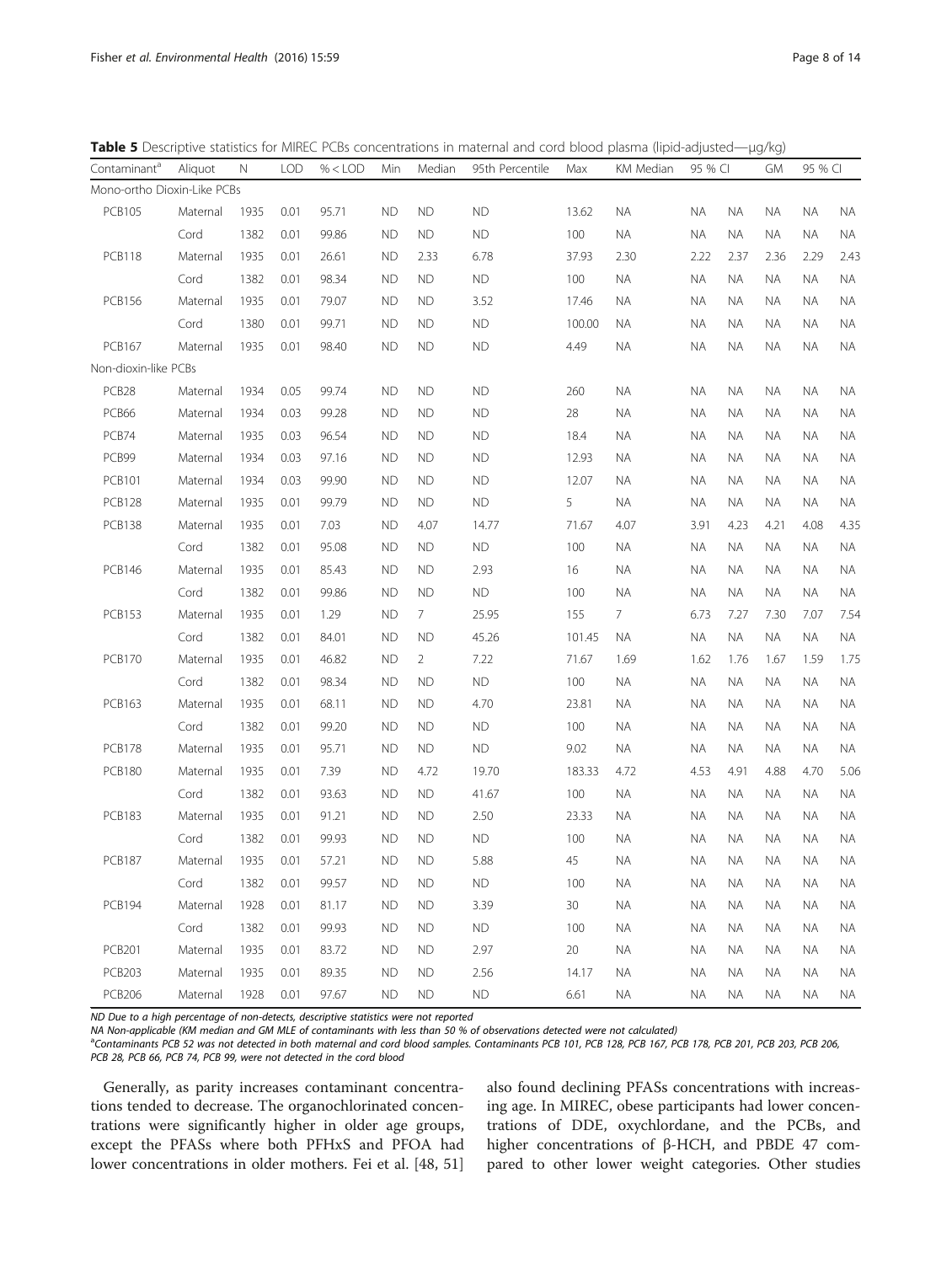**Table 5** Descriptive statistics for MIREC PCBs concentrations in maternal and cord blood plasma (lipid-adjusted—μg/kg)

| Contaminant[a] | Aliquot | N | LOD | % < LOD | Min | Median | 95th Percentile | Max | KM Median | 95 % CI | | GM | 95 % CI | |
|---|---|---|---|---|---|---|---|---|---|---|---|---|---|---|
| Mono-ortho Dioxin-Like PCBs | | | | | | | | | | | | | | |
| PCB105 | Maternal | 1935 | 0.01 | 95.71 | ND | ND | ND | 13.62 | NA | NA | NA | NA | NA | NA |
| | Cord | 1382 | 0.01 | 99.86 | ND | ND | ND | 100 | NA | NA | NA | NA | NA | NA |
| PCB118 | Maternal | 1935 | 0.01 | 26.61 | ND | 2.33 | 6.78 | 37.93 | 2.30 | 2.22 | 2.37 | 2.36 | 2.29 | 2.43 |
| | Cord | 1382 | 0.01 | 98.34 | ND | ND | ND | 100 | NA | NA | NA | NA | NA | NA |
| PCB156 | Maternal | 1935 | 0.01 | 79.07 | ND | ND | 3.52 | 17.46 | NA | NA | NA | NA | NA | NA |
| | Cord | 1380 | 0.01 | 99.71 | ND | ND | ND | 100.00 | NA | NA | NA | NA | NA | NA |
| PCB167 | Maternal | 1935 | 0.01 | 98.40 | ND | ND | ND | 4.49 | NA | NA | NA | NA | NA | NA |
| Non-dioxin-like PCBs | | | | | | | | | | | | | | |
| PCB28 | Maternal | 1934 | 0.05 | 99.74 | ND | ND | ND | 260 | NA | NA | NA | NA | NA | NA |
| PCB66 | Maternal | 1934 | 0.03 | 99.28 | ND | ND | ND | 28 | NA | NA | NA | NA | NA | NA |
| PCB74 | Maternal | 1935 | 0.03 | 96.54 | ND | ND | ND | 18.4 | NA | NA | NA | NA | NA | NA |
| PCB99 | Maternal | 1934 | 0.03 | 97.16 | ND | ND | ND | 12.93 | NA | NA | NA | NA | NA | NA |
| PCB101 | Maternal | 1934 | 0.03 | 99.90 | ND | ND | ND | 12.07 | NA | NA | NA | NA | NA | NA |
| PCB128 | Maternal | 1935 | 0.01 | 99.79 | ND | ND | ND | 5 | NA | NA | NA | NA | NA | NA |
| PCB138 | Maternal | 1935 | 0.01 | 7.03 | ND | 4.07 | 14.77 | 71.67 | 4.07 | 3.91 | 4.23 | 4.21 | 4.08 | 4.35 |
| | Cord | 1382 | 0.01 | 95.08 | ND | ND | ND | 100 | NA | NA | NA | NA | NA | NA |
| PCB146 | Maternal | 1935 | 0.01 | 85.43 | ND | ND | 2.93 | 16 | NA | NA | NA | NA | NA | NA |
| | Cord | 1382 | 0.01 | 99.86 | ND | ND | ND | 100 | NA | NA | NA | NA | NA | NA |
| PCB153 | Maternal | 1935 | 0.01 | 1.29 | ND | 7 | 25.95 | 155 | 7 | 6.73 | 7.27 | 7.30 | 7.07 | 7.54 |
| | Cord | 1382 | 0.01 | 84.01 | ND | ND | 45.26 | 101.45 | NA | NA | NA | NA | NA | NA |
| PCB170 | Maternal | 1935 | 0.01 | 46.82 | ND | 2 | 7.22 | 71.67 | 1.69 | 1.62 | 1.76 | 1.67 | 1.59 | 1.75 |
| | Cord | 1382 | 0.01 | 98.34 | ND | ND | ND | 100 | NA | NA | NA | NA | NA | NA |
| PCB163 | Maternal | 1935 | 0.01 | 68.11 | ND | ND | 4.70 | 23.81 | NA | NA | NA | NA | NA | NA |
| | Cord | 1382 | 0.01 | 99.20 | ND | ND | ND | 100 | NA | NA | NA | NA | NA | NA |
| PCB178 | Maternal | 1935 | 0.01 | 95.71 | ND | ND | ND | 9.02 | NA | NA | NA | NA | NA | NA |
| PCB180 | Maternal | 1935 | 0.01 | 7.39 | ND | 4.72 | 19.70 | 183.33 | 4.72 | 4.53 | 4.91 | 4.88 | 4.70 | 5.06 |
| | Cord | 1382 | 0.01 | 93.63 | ND | ND | 41.67 | 100 | NA | NA | NA | NA | NA | NA |
| PCB183 | Maternal | 1935 | 0.01 | 91.21 | ND | ND | 2.50 | 23.33 | NA | NA | NA | NA | NA | NA |
| | Cord | 1382 | 0.01 | 99.93 | ND | ND | ND | 100 | NA | NA | NA | NA | NA | NA |
| PCB187 | Maternal | 1935 | 0.01 | 57.21 | ND | ND | 5.88 | 45 | NA | NA | NA | NA | NA | NA |
| | Cord | 1382 | 0.01 | 99.57 | ND | ND | ND | 100 | NA | NA | NA | NA | NA | NA |
| PCB194 | Maternal | 1928 | 0.01 | 81.17 | ND | ND | 3.39 | 30 | NA | NA | NA | NA | NA | NA |
| | Cord | 1382 | 0.01 | 99.93 | ND | ND | ND | 100 | NA | NA | NA | NA | NA | NA |
| PCB201 | Maternal | 1935 | 0.01 | 83.72 | ND | ND | 2.97 | 20 | NA | NA | NA | NA | NA | NA |
| PCB203 | Maternal | 1935 | 0.01 | 89.35 | ND | ND | 2.56 | 14.17 | NA | NA | NA | NA | NA | NA |
| PCB206 | Maternal | 1928 | 0.01 | 97.67 | ND | ND | ND | 6.61 | NA | NA | NA | NA | NA | NA |

*ND* Due to a high percentage of non-detects, descriptive statistics were not reported

*NA* Non-applicable (KM median and GM MLE of contaminants with less than 50 % of observations detected were not calculated)

[a]Contaminants PCB 52 was not detected in both maternal and cord blood samples. Contaminants PCB 101, PCB 128, PCB 167, PCB 178, PCB 201, PCB 203, PCB 206, PCB 28, PCB 66, PCB 74, PCB 99, were not detected in the cord blood

Generally, as parity increases contaminant concentrations tended to decrease. The organochlorinated concentrations were significantly higher in older age groups, except the PFASs where both PFHxS and PFOA had lower concentrations in older mothers. Fei et al. [48, 51] also found declining PFASs concentrations with increasing age. In MIREC, obese participants had lower concentrations of DDE, oxychlordane, and the PCBs, and higher concentrations of β-HCH, and PBDE 47 compared to other lower weight categories. Other studies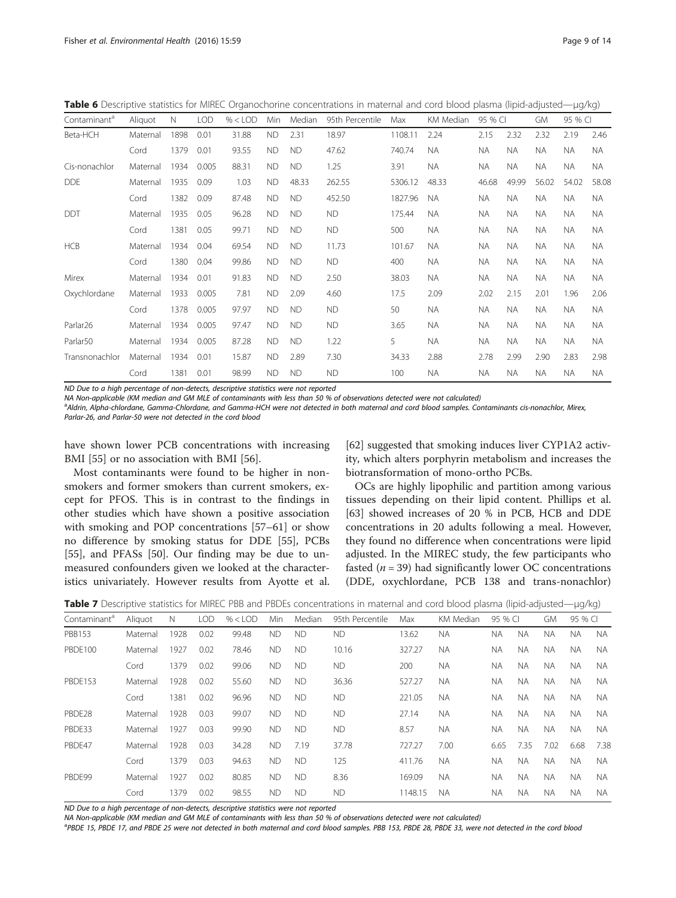**Table 6** Descriptive statistics for MIREC Organochorine concentrations in maternal and cord blood plasma (lipid-adjusted—μg/kg)

| Contaminant[a] | Aliquot | N | LOD | % < LOD | Min | Median | 95th Percentile | Max | KM Median | 95 % CI | | GM | 95 % CI | |
|---|---|---|---|---|---|---|---|---|---|---|---|---|---|---|
| Beta-HCH | Maternal | 1898 | 0.01 | 31.88 | ND | 2.31 | 18.97 | 1108.11 | 2.24 | 2.15 | 2.32 | 2.32 | 2.19 | 2.46 |
| | Cord | 1379 | 0.01 | 93.55 | ND | ND | 47.62 | 740.74 | NA | NA | NA | NA | NA | NA |
| Cis-nonachlor | Maternal | 1934 | 0.005 | 88.31 | ND | ND | 1.25 | 3.91 | NA | NA | NA | NA | NA | NA |
| DDE | Maternal | 1935 | 0.09 | 1.03 | ND | 48.33 | 262.55 | 5306.12 | 48.33 | 46.68 | 49.99 | 56.02 | 54.02 | 58.08 |
| | Cord | 1382 | 0.09 | 87.48 | ND | ND | 452.50 | 1827.96 | NA | NA | NA | NA | NA | NA |
| DDT | Maternal | 1935 | 0.05 | 96.28 | ND | ND | ND | 175.44 | NA | NA | NA | NA | NA | NA |
| | Cord | 1381 | 0.05 | 99.71 | ND | ND | ND | 500 | NA | NA | NA | NA | NA | NA |
| HCB | Maternal | 1934 | 0.04 | 69.54 | ND | ND | 11.73 | 101.67 | NA | NA | NA | NA | NA | NA |
| | Cord | 1380 | 0.04 | 99.86 | ND | ND | ND | 400 | NA | NA | NA | NA | NA | NA |
| Mirex | Maternal | 1934 | 0.01 | 91.83 | ND | ND | 2.50 | 38.03 | NA | NA | NA | NA | NA | NA |
| Oxychlordane | Maternal | 1933 | 0.005 | 7.81 | ND | 2.09 | 4.60 | 17.5 | 2.09 | 2.02 | 2.15 | 2.01 | 1.96 | 2.06 |
| | Cord | 1378 | 0.005 | 97.97 | ND | ND | ND | 50 | NA | NA | NA | NA | NA | NA |
| Parlar26 | Maternal | 1934 | 0.005 | 97.47 | ND | ND | ND | 3.65 | NA | NA | NA | NA | NA | NA |
| Parlar50 | Maternal | 1934 | 0.005 | 87.28 | ND | ND | 1.22 | 5 | NA | NA | NA | NA | NA | NA |
| Transnonachlor | Maternal | 1934 | 0.01 | 15.87 | ND | 2.89 | 7.30 | 34.33 | 2.88 | 2.78 | 2.99 | 2.90 | 2.83 | 2.98 |
| | Cord | 1381 | 0.01 | 98.99 | ND | ND | ND | 100 | NA | NA | NA | NA | NA | NA |

*ND Due to a high percentage of non-detects, descriptive statistics were not reported*

*NA Non-applicable (KM median and GM MLE of contaminants with less than 50 % of observations detected were not calculated)*

[a]*Aldrin, Alpha-chlordane, Gamma-Chlordane, and Gamma-HCH were not detected in both maternal and cord blood samples. Contaminants cis-nonachlor, Mirex, Parlar-26, and Parlar-50 were not detected in the cord blood*

have shown lower PCB concentrations with increasing BMI [55] or no association with BMI [56].

Most contaminants were found to be higher in non-smokers and former smokers than current smokers, except for PFOS. This is in contrast to the findings in other studies which have shown a positive association with smoking and POP concentrations [57–61] or show no difference by smoking status for DDE [55], PCBs [55], and PFASs [50]. Our finding may be due to unmeasured confounders given we looked at the characteristics univariately. However results from Ayotte et al. [62] suggested that smoking induces liver CYP1A2 activity, which alters porphyrin metabolism and increases the biotransformation of mono-ortho PCBs.

OCs are highly lipophilic and partition among various tissues depending on their lipid content. Phillips et al. [63] showed increases of 20 % in PCB, HCB and DDE concentrations in 20 adults following a meal. However, they found no difference when concentrations were lipid adjusted. In the MIREC study, the few participants who fasted ($n = 39$) had significantly lower OC concentrations (DDE, oxychlordane, PCB 138 and trans-nonachlor)

**Table 7** Descriptive statistics for MIREC PBB and PBDEs concentrations in maternal and cord blood plasma (lipid-adjusted—μg/kg)

| Contaminant[a] | Aliquot | N | LOD | % < LOD | Min | Median | 95th Percentile | Max | KM Median | 95 % CI | | GM | 95 % CI | |
|---|---|---|---|---|---|---|---|---|---|---|---|---|---|---|
| PBB153 | Maternal | 1928 | 0.02 | 99.48 | ND | ND | ND | 13.62 | NA | NA | NA | NA | NA | NA |
| PBDE100 | Maternal | 1927 | 0.02 | 78.46 | ND | ND | 10.16 | 327.27 | NA | NA | NA | NA | NA | NA |
| | Cord | 1379 | 0.02 | 99.06 | ND | ND | ND | 200 | NA | NA | NA | NA | NA | NA |
| PBDE153 | Maternal | 1928 | 0.02 | 55.60 | ND | ND | 36.36 | 527.27 | NA | NA | NA | NA | NA | NA |
| | Cord | 1381 | 0.02 | 96.96 | ND | ND | ND | 221.05 | NA | NA | NA | NA | NA | NA |
| PBDE28 | Maternal | 1928 | 0.03 | 99.07 | ND | ND | ND | 27.14 | NA | NA | NA | NA | NA | NA |
| PBDE33 | Maternal | 1927 | 0.03 | 99.90 | ND | ND | ND | 8.57 | NA | NA | NA | NA | NA | NA |
| PBDE47 | Maternal | 1928 | 0.03 | 34.28 | ND | 7.19 | 37.78 | 727.27 | 7.00 | 6.65 | 7.35 | 7.02 | 6.68 | 7.38 |
| | Cord | 1379 | 0.03 | 94.63 | ND | ND | 125 | 411.76 | NA | NA | NA | NA | NA | NA |
| PBDE99 | Maternal | 1927 | 0.02 | 80.85 | ND | ND | 8.36 | 169.09 | NA | NA | NA | NA | NA | NA |
| | Cord | 1379 | 0.02 | 98.55 | ND | ND | ND | 1148.15 | NA | NA | NA | NA | NA | NA |

*ND Due to a high percentage of non-detects, descriptive statistics were not reported*

*NA Non-applicable (KM median and GM MLE of contaminants with less than 50 % of observations detected were not calculated)*

[a]*PBDE 15, PBDE 17, and PBDE 25 were not detected in both maternal and cord blood samples. PBB 153, PBDE 28, PBDE 33, were not detected in the cord blood*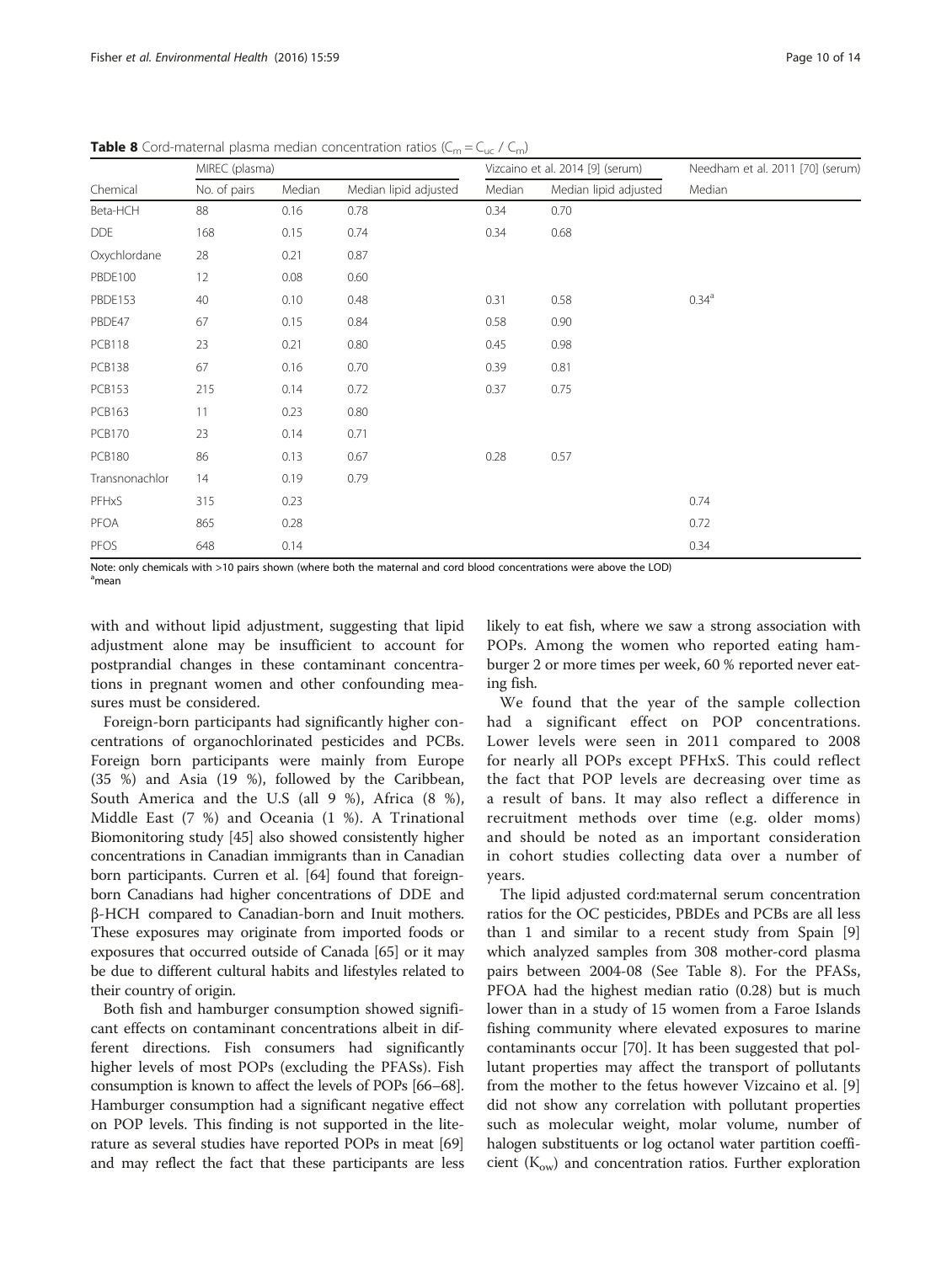**Table 8** Cord-maternal plasma median concentration ratios ($C_m = C_{uc} / C_m$)

| Chemical | MIREC (plasma) | | | Vizcaino et al. 2014 [9] (serum) | | Needham et al. 2011 [70] (serum) |
|---|---|---|---|---|---|---|
| | No. of pairs | Median | Median lipid adjusted | Median | Median lipid adjusted | Median |
| Beta-HCH | 88 | 0.16 | 0.78 | 0.34 | 0.70 | |
| DDE | 168 | 0.15 | 0.74 | 0.34 | 0.68 | |
| Oxychlordane | 28 | 0.21 | 0.87 | | | |
| PBDE100 | 12 | 0.08 | 0.60 | | | |
| PBDE153 | 40 | 0.10 | 0.48 | 0.31 | 0.58 | 0.34[a] |
| PBDE47 | 67 | 0.15 | 0.84 | 0.58 | 0.90 | |
| PCB118 | 23 | 0.21 | 0.80 | 0.45 | 0.98 | |
| PCB138 | 67 | 0.16 | 0.70 | 0.39 | 0.81 | |
| PCB153 | 215 | 0.14 | 0.72 | 0.37 | 0.75 | |
| PCB163 | 11 | 0.23 | 0.80 | | | |
| PCB170 | 23 | 0.14 | 0.71 | | | |
| PCB180 | 86 | 0.13 | 0.67 | 0.28 | 0.57 | |
| Transnonachlor | 14 | 0.19 | 0.79 | | | |
| PFHxS | 315 | 0.23 | | | | 0.74 |
| PFOA | 865 | 0.28 | | | | 0.72 |
| PFOS | 648 | 0.14 | | | | 0.34 |

Note: only chemicals with >10 pairs shown (where both the maternal and cord blood concentrations were above the LOD)
[a]mean

with and without lipid adjustment, suggesting that lipid adjustment alone may be insufficient to account for postprandial changes in these contaminant concentrations in pregnant women and other confounding measures must be considered.

Foreign-born participants had significantly higher concentrations of organochlorinated pesticides and PCBs. Foreign born participants were mainly from Europe (35 %) and Asia (19 %), followed by the Caribbean, South America and the U.S (all 9 %), Africa (8 %), Middle East (7 %) and Oceania (1 %). A Trinational Biomonitoring study [45] also showed consistently higher concentrations in Canadian immigrants than in Canadian born participants. Curren et al. [64] found that foreign-born Canadians had higher concentrations of DDE and β-HCH compared to Canadian-born and Inuit mothers. These exposures may originate from imported foods or exposures that occurred outside of Canada [65] or it may be due to different cultural habits and lifestyles related to their country of origin.

Both fish and hamburger consumption showed significant effects on contaminant concentrations albeit in different directions. Fish consumers had significantly higher levels of most POPs (excluding the PFASs). Fish consumption is known to affect the levels of POPs [66–68]. Hamburger consumption had a significant negative effect on POP levels. This finding is not supported in the literature as several studies have reported POPs in meat [69] and may reflect the fact that these participants are less likely to eat fish, where we saw a strong association with POPs. Among the women who reported eating hamburger 2 or more times per week, 60 % reported never eating fish.

We found that the year of the sample collection had a significant effect on POP concentrations. Lower levels were seen in 2011 compared to 2008 for nearly all POPs except PFHxS. This could reflect the fact that POP levels are decreasing over time as a result of bans. It may also reflect a difference in recruitment methods over time (e.g. older moms) and should be noted as an important consideration in cohort studies collecting data over a number of years.

The lipid adjusted cord:maternal serum concentration ratios for the OC pesticides, PBDEs and PCBs are all less than 1 and similar to a recent study from Spain [9] which analyzed samples from 308 mother-cord plasma pairs between 2004-08 (See Table 8). For the PFASs, PFOA had the highest median ratio (0.28) but is much lower than in a study of 15 women from a Faroe Islands fishing community where elevated exposures to marine contaminants occur [70]. It has been suggested that pollutant properties may affect the transport of pollutants from the mother to the fetus however Vizcaino et al. [9] did not show any correlation with pollutant properties such as molecular weight, molar volume, number of halogen substituents or log octanol water partition coefficient ($K_{ow}$) and concentration ratios. Further exploration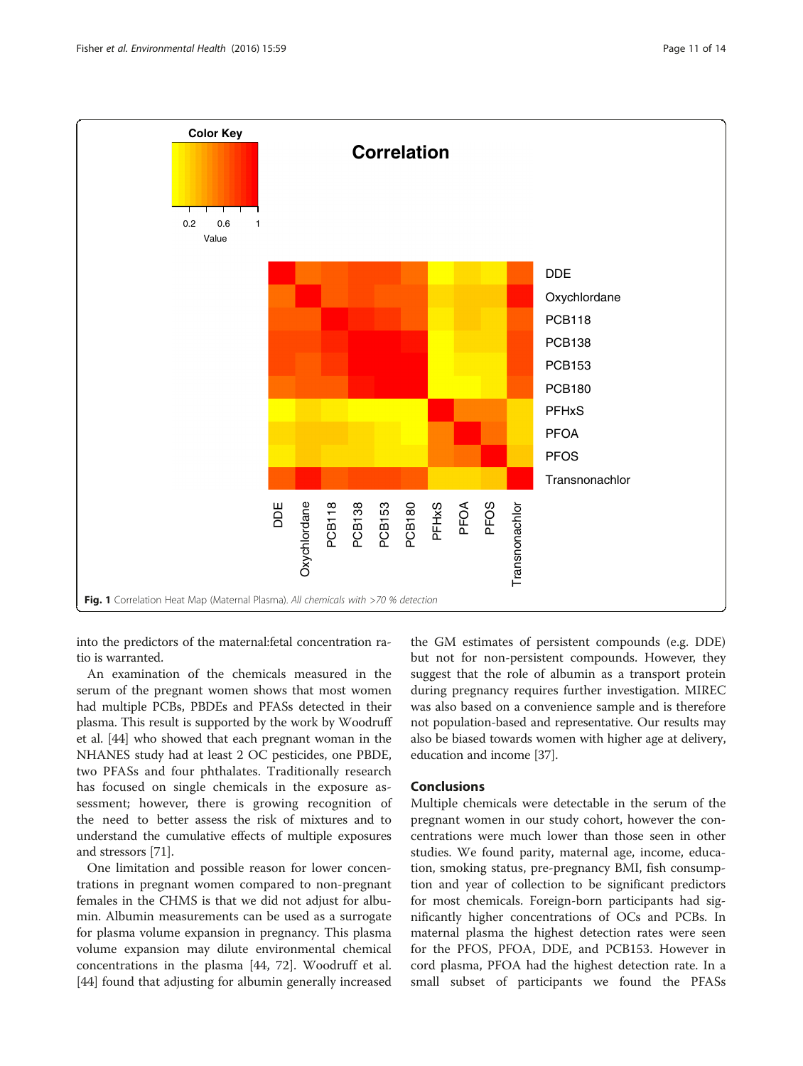**Fig. 1** Correlation Heat Map (Maternal Plasma). *All chemicals with >70 % detection*

into the predictors of the maternal:fetal concentration ratio is warranted.

An examination of the chemicals measured in the serum of the pregnant women shows that most women had multiple PCBs, PBDEs and PFASs detected in their plasma. This result is supported by the work by Woodruff et al. [44] who showed that each pregnant woman in the NHANES study had at least 2 OC pesticides, one PBDE, two PFASs and four phthalates. Traditionally research has focused on single chemicals in the exposure assessment; however, there is growing recognition of the need to better assess the risk of mixtures and to understand the cumulative effects of multiple exposures and stressors [71].

One limitation and possible reason for lower concentrations in pregnant women compared to non-pregnant females in the CHMS is that we did not adjust for albumin. Albumin measurements can be used as a surrogate for plasma volume expansion in pregnancy. This plasma volume expansion may dilute environmental chemical concentrations in the plasma [44, 72]. Woodruff et al. [44] found that adjusting for albumin generally increased the GM estimates of persistent compounds (e.g. DDE) but not for non-persistent compounds. However, they suggest that the role of albumin as a transport protein during pregnancy requires further investigation. MIREC was also based on a convenience sample and is therefore not population-based and representative. Our results may also be biased towards women with higher age at delivery, education and income [37].

## Conclusions

Multiple chemicals were detectable in the serum of the pregnant women in our study cohort, however the concentrations were much lower than those seen in other studies. We found parity, maternal age, income, education, smoking status, pre-pregnancy BMI, fish consumption and year of collection to be significant predictors for most chemicals. Foreign-born participants had significantly higher concentrations of OCs and PCBs. In maternal plasma the highest detection rates were seen for the PFOS, PFOA, DDE, and PCB153. However in cord plasma, PFOA had the highest detection rate. In a small subset of participants we found the PFASs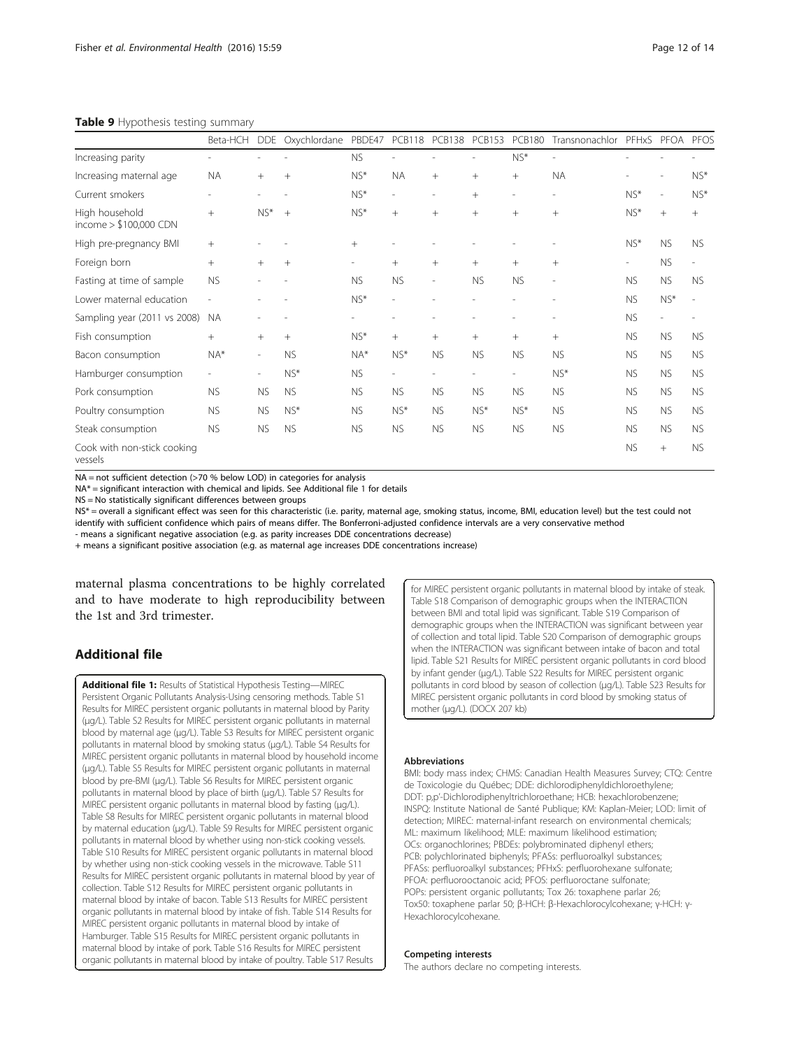**Table 9** Hypothesis testing summary

| | Beta-HCH | DDE | Oxychlordane | PBDE47 | PCB118 | PCB138 | PCB153 | PCB180 | Transnonachlor | PFHxS | PFOA | PFOS |
|---|---|---|---|---|---|---|---|---|---|---|---|---|
| Increasing parity | - | - | - | NS | - | - | - | NS* | - | - | - | - |
| Increasing maternal age | NA | + | + | NS* | NA | + | + | + | NA | - | - | NS* |
| Current smokers | - | - | - | NS* | - | - | + | - | - | NS* | - | NS* |
| High household income > $100,000 CDN | + | NS* | + | NS* | + | + | + | + | + | NS* | + | + |
| High pre-pregnancy BMI | + | - | - | + | - | - | - | - | - | NS* | NS | NS |
| Foreign born | + | + | + | - | + | + | + | + | + | - | NS | - |
| Fasting at time of sample | NS | - | - | NS | NS | - | NS | NS | - | NS | NS | NS |
| Lower maternal education | - | - | - | NS* | - | - | - | - | - | NS | NS* | - |
| Sampling year (2011 vs 2008) | NA | - | - | - | - | - | - | - | - | NS | - | - |
| Fish consumption | + | + | + | NS* | + | + | + | + | + | NS | NS | NS |
| Bacon consumption | NA* | - | NS | NA* | NS* | NS | NS | NS | NS | NS | NS | NS |
| Hamburger consumption | - | - | NS* | NS | - | - | - | - | NS* | NS | NS | NS |
| Pork consumption | NS | NS | NS | NS | NS | NS | NS | NS | NS | NS | NS | NS |
| Poultry consumption | NS | NS | NS* | NS | NS* | NS | NS* | NS* | NS | NS | NS | NS |
| Steak consumption | NS | NS | NS | NS | NS | NS | NS | NS | NS | NS | NS | NS |
| Cook with non-stick cooking vessels | | | | | | | | | | NS | + | NS |

NA = not sufficient detection (>70 % below LOD) in categories for analysis

NA* = significant interaction with chemical and lipids. See Additional file 1 for details

NS = No statistically significant differences between groups

NS* = overall a significant effect was seen for this characteristic (i.e. parity, maternal age, smoking status, income, BMI, education level) but the test could not identify with sufficient confidence which pairs of means differ. The Bonferroni-adjusted confidence intervals are a very conservative method

- means a significant negative association (e.g. as parity increases DDE concentrations decrease)

+ means a significant positive association (e.g. as maternal age increases DDE concentrations increase)

maternal plasma concentrations to be highly correlated and to have moderate to high reproducibility between the 1st and 3rd trimester.

## Additional file

**Additional file 1:** Results of Statistical Hypothesis Testing—MIREC Persistent Organic Pollutants Analysis-Using censoring methods. Table S1 Results for MIREC persistent organic pollutants in maternal blood by Parity (μg/L). Table S2 Results for MIREC persistent organic pollutants in maternal blood by maternal age (μg/L). Table S3 Results for MIREC persistent organic pollutants in maternal blood by smoking status (μg/L). Table S4 Results for MIREC persistent organic pollutants in maternal blood by household income (μg/L). Table S5 Results for MIREC persistent organic pollutants in maternal blood by pre-BMI (μg/L). Table S6 Results for MIREC persistent organic pollutants in maternal blood by place of birth (μg/L). Table S7 Results for MIREC persistent organic pollutants in maternal blood by fasting (μg/L). Table S8 Results for MIREC persistent organic pollutants in maternal blood by maternal education (μg/L). Table S9 Results for MIREC persistent organic pollutants in maternal blood by whether using non-stick cooking vessels. Table S10 Results for MIREC persistent organic pollutants in maternal blood by whether using non-stick cooking vessels in the microwave. Table S11 Results for MIREC persistent organic pollutants in maternal blood by year of collection. Table S12 Results for MIREC persistent organic pollutants in maternal blood by intake of bacon. Table S13 Results for MIREC persistent organic pollutants in maternal blood by intake of fish. Table S14 Results for MIREC persistent organic pollutants in maternal blood by intake of Hamburger. Table S15 Results for MIREC persistent organic pollutants in maternal blood by intake of pork. Table S16 Results for MIREC persistent organic pollutants in maternal blood by intake of poultry. Table S17 Results for MIREC persistent organic pollutants in maternal blood by intake of steak. Table S18 Comparison of demographic groups when the INTERACTION between BMI and total lipid was significant. Table S19 Comparison of demographic groups when the INTERACTION was significant between year of collection and total lipid. Table S20 Comparison of demographic groups when the INTERACTION was significant between intake of bacon and total lipid. Table S21 Results for MIREC persistent organic pollutants in cord blood by infant gender (μg/L). Table S22 Results for MIREC persistent organic pollutants in cord blood by season of collection (μg/L). Table S23 Results for MIREC persistent organic pollutants in cord blood by smoking status of mother (μg/L). (DOCX 207 kb)

#### Abbreviations

BMI: body mass index; CHMS: Canadian Health Measures Survey; CTQ: Centre de Toxicologie du Québec; DDE: dichlorodiphenyldichloroethylene; DDT: p,p'-Dichlorodiphenyltrichloroethane; HCB: hexachlorobenzene; INSPQ: Institute National de Santé Publique; KM: Kaplan-Meier; LOD: limit of detection; MIREC: maternal-infant research on environmental chemicals; ML: maximum likelihood; MLE: maximum likelihood estimation; OCs: organochlorines; PBDEs: polybrominated diphenyl ethers; PCB: polychlorinated biphenyls; PFASs: perfluoroalkyl substances; PFASs: perfluoroalkyl substances; PFHxS: perfluorohexane sulfonate; PFOA: perfluorooctanoic acid; PFOS: perfluoroctane sulfonate; POPs: persistent organic pollutants; Tox 26: toxaphene parlar 26; Tox50: toxaphene parlar 50; β-HCH: β-Hexachlorocylcohexane; γ-HCH: γ-Hexachlorocylcohexane.

#### Competing interests

The authors declare no competing interests.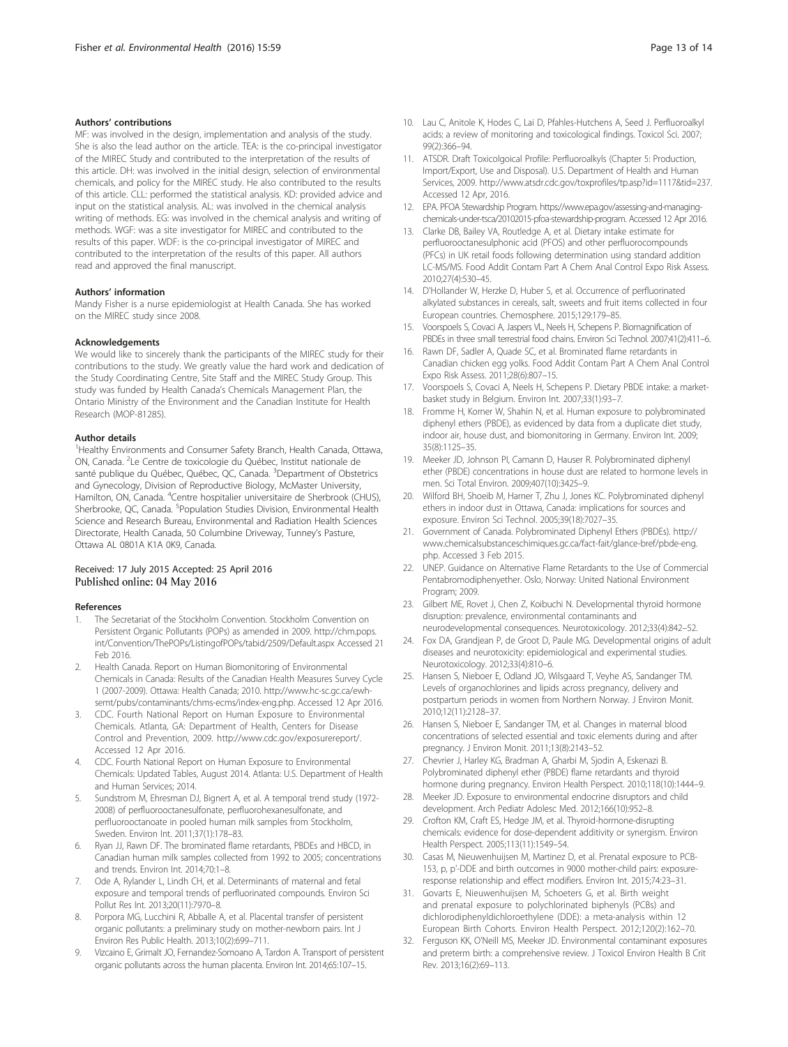### Authors' contributions

MF: was involved in the design, implementation and analysis of the study. She is also the lead author on the article. TEA: is the co-principal investigator of the MIREC Study and contributed to the interpretation of the results of this article. DH: was involved in the initial design, selection of environmental chemicals, and policy for the MIREC study. He also contributed to the results of this article. CLL: performed the statistical analysis. KD: provided advice and input on the statistical analysis. AL: was involved in the chemical analysis writing of methods. EG: was involved in the chemical analysis and writing of methods. WGF: was a site investigator for MIREC and contributed to the results of this paper. WDF: is the co-principal investigator of MIREC and contributed to the interpretation of the results of this paper. All authors read and approved the final manuscript.

### Authors' information

Mandy Fisher is a nurse epidemiologist at Health Canada. She has worked on the MIREC study since 2008.

### Acknowledgements

We would like to sincerely thank the participants of the MIREC study for their contributions to the study. We greatly value the hard work and dedication of the Study Coordinating Centre, Site Staff and the MIREC Study Group. This study was funded by Health Canada's Chemicals Management Plan, the Ontario Ministry of the Environment and the Canadian Institute for Health Research (MOP-81285).

### Author details

[1]Healthy Environments and Consumer Safety Branch, Health Canada, Ottawa, ON, Canada. [2]Le Centre de toxicologie du Québec, Institut nationale de santé publique du Québec, Québec, QC, Canada. [3]Department of Obstetrics and Gynecology, Division of Reproductive Biology, McMaster University, Hamilton, ON, Canada. [4]Centre hospitalier universitaire de Sherbrook (CHUS), Sherbrooke, QC, Canada. [5]Population Studies Division, Environmental Health Science and Research Bureau, Environmental and Radiation Health Sciences Directorate, Health Canada, 50 Columbine Driveway, Tunney's Pasture, Ottawa AL 0801A K1A 0K9, Canada.

Received: 17 July 2015 Accepted: 25 April 2016
Published online: 04 May 2016

### References

1. The Secretariat of the Stockholm Convention. Stockholm Convention on Persistent Organic Pollutants (POPs) as amended in 2009. http://chm.pops.int/Convention/ThePOPs/ListingofPOPs/tabid/2509/Default.aspx Accessed 21 Feb 2016.
2. Health Canada. Report on Human Biomonitoring of Environmental Chemicals in Canada: Results of the Canadian Health Measures Survey Cycle 1 (2007-2009). Ottawa: Health Canada; 2010. http://www.hc-sc.gc.ca/ewh-semt/pubs/contaminants/chms-ecms/index-eng.php. Accessed 12 Apr 2016.
3. CDC. Fourth National Report on Human Exposure to Environmental Chemicals. Atlanta, GA: Department of Health, Centers for Disease Control and Prevention, 2009. http://www.cdc.gov/exposurereport/. Accessed 12 Apr 2016.
4. CDC. Fourth National Report on Human Exposure to Environmental Chemicals: Updated Tables, August 2014. Atlanta: U.S. Department of Health and Human Services; 2014.
5. Sundstrom M, Ehresman DJ, Bignert A, et al. A temporal trend study (1972-2008) of perfluorooctanesulfonate, perfluorohexanesulfonate, and perfluorooctanoate in pooled human milk samples from Stockholm, Sweden. Environ Int. 2011;37(1):178–83.
6. Ryan JJ, Rawn DF. The brominated flame retardants, PBDEs and HBCD, in Canadian human milk samples collected from 1992 to 2005; concentrations and trends. Environ Int. 2014;70:1–8.
7. Ode A, Rylander L, Lindh CH, et al. Determinants of maternal and fetal exposure and temporal trends of perfluorinated compounds. Environ Sci Pollut Res Int. 2013;20(11):7970–8.
8. Porpora MG, Lucchini R, Abballe A, et al. Placental transfer of persistent organic pollutants: a preliminary study on mother-newborn pairs. Int J Environ Res Public Health. 2013;10(2):699–711.
9. Vizcaino E, Grimalt JO, Fernandez-Somoano A, Tardon A. Transport of persistent organic pollutants across the human placenta. Environ Int. 2014;65:107–15.
10. Lau C, Anitole K, Hodes C, Lai D, Pfahles-Hutchens A, Seed J. Perfluoroalkyl acids: a review of monitoring and toxicological findings. Toxicol Sci. 2007; 99(2):366–94.
11. ATSDR. Draft Toxicolgoical Profile: Perfluoroalkyls (Chapter 5: Production, Import/Export, Use and Disposal). U.S. Department of Health and Human Services, 2009. http://www.atsdr.cdc.gov/toxprofiles/tp.asp?id=1117&tid=237. Accessed 12 Apr, 2016.
12. EPA. PFOA Stewardship Program. https://www.epa.gov/assessing-and-managing-chemicals-under-tsca/20102015-pfoa-stewardship-program. Accessed 12 Apr 2016.
13. Clarke DB, Bailey VA, Routledge A, et al. Dietary intake estimate for perfluorooctanesulphonic acid (PFOS) and other perfluorocompounds (PFCs) in UK retail foods following determination using standard addition LC-MS/MS. Food Addit Contam Part A Chem Anal Control Expo Risk Assess. 2010;27(4):530–45.
14. D'Hollander W, Herzke D, Huber S, et al. Occurrence of perfluorinated alkylated substances in cereals, salt, sweets and fruit items collected in four European countries. Chemosphere. 2015;129:179–85.
15. Voorspoels S, Covaci A, Jaspers VL, Neels H, Schepens P. Biomagnification of PBDEs in three small terrestrial food chains. Environ Sci Technol. 2007;41(2):411–6.
16. Rawn DF, Sadler A, Quade SC, et al. Brominated flame retardants in Canadian chicken egg yolks. Food Addit Contam Part A Chem Anal Control Expo Risk Assess. 2011;28(6):807–15.
17. Voorspoels S, Covaci A, Neels H, Schepens P. Dietary PBDE intake: a market-basket study in Belgium. Environ Int. 2007;33(1):93–7.
18. Fromme H, Korner W, Shahin N, et al. Human exposure to polybrominated diphenyl ethers (PBDE), as evidenced by data from a duplicate diet study, indoor air, house dust, and biomonitoring in Germany. Environ Int. 2009; 35(8):1125–35.
19. Meeker JD, Johnson PI, Camann D, Hauser R. Polybrominated diphenyl ether (PBDE) concentrations in house dust are related to hormone levels in men. Sci Total Environ. 2009;407(10):3425–9.
20. Wilford BH, Shoeib M, Harner T, Zhu J, Jones KC. Polybrominated diphenyl ethers in indoor dust in Ottawa, Canada: implications for sources and exposure. Environ Sci Technol. 2005;39(18):7027–35.
21. Government of Canada. Polybrominated Diphenyl Ethers (PBDEs). http://www.chemicalsubstanceschimiques.gc.ca/fact-fait/glance-bref/pbde-eng.php. Accessed 3 Feb 2015.
22. UNEP. Guidance on Alternative Flame Retardants to the Use of Commercial Pentabromodiphenyether. Oslo, Norway: United National Environment Program; 2009.
23. Gilbert ME, Rovet J, Chen Z, Koibuchi N. Developmental thyroid hormone disruption: prevalence, environmental contaminants and neurodevelopmental consequences. Neurotoxicology. 2012;33(4):842–52.
24. Fox DA, Grandjean P, de Groot D, Paule MG. Developmental origins of adult diseases and neurotoxicity: epidemiological and experimental studies. Neurotoxicology. 2012;33(4):810–6.
25. Hansen S, Nieboer E, Odland JO, Wilsgaard T, Veyhe AS, Sandanger TM. Levels of organochlorines and lipids across pregnancy, delivery and postpartum periods in women from Northern Norway. J Environ Monit. 2010;12(11):2128–37.
26. Hansen S, Nieboer E, Sandanger TM, et al. Changes in maternal blood concentrations of selected essential and toxic elements during and after pregnancy. J Environ Monit. 2011;13(8):2143–52.
27. Chevrier J, Harley KG, Bradman A, Gharbi M, Sjodin A, Eskenazi B. Polybrominated diphenyl ether (PBDE) flame retardants and thyroid hormone during pregnancy. Environ Health Perspect. 2010;118(10):1444–9.
28. Meeker JD. Exposure to environmental endocrine disruptors and child development. Arch Pediatr Adolesc Med. 2012;166(10):952–8.
29. Crofton KM, Craft ES, Hedge JM, et al. Thyroid-hormone-disrupting chemicals: evidence for dose-dependent additivity or synergism. Environ Health Perspect. 2005;113(11):1549–54.
30. Casas M, Nieuwenhuijsen M, Martinez D, et al. Prenatal exposure to PCB-153, p, p'-DDE and birth outcomes in 9000 mother-child pairs: exposure-response relationship and effect modifiers. Environ Int. 2015;74:23–31.
31. Govarts E, Nieuwenhuijsen M, Schoeters G, et al. Birth weight and prenatal exposure to polychlorinated biphenyls (PCBs) and dichlorodiphenyldichloroethylene (DDE): a meta-analysis within 12 European Birth Cohorts. Environ Health Perspect. 2012;120(2):162–70.
32. Ferguson KK, O'Neill MS, Meeker JD. Environmental contaminant exposures and preterm birth: a comprehensive review. J Toxicol Environ Health B Crit Rev. 2013;16(2):69–113.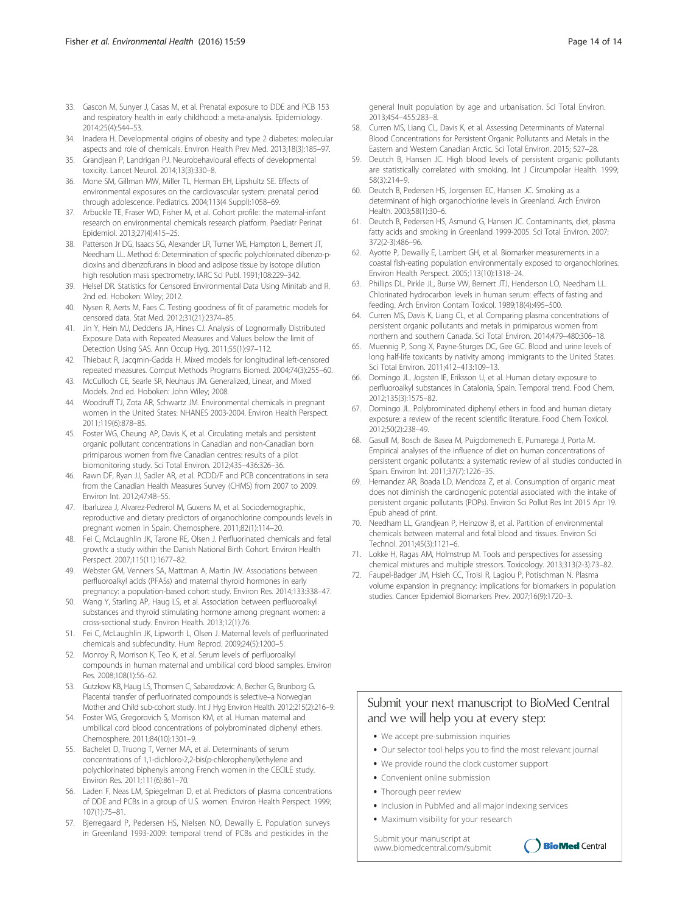33. Gascon M, Sunyer J, Casas M, et al. Prenatal exposure to DDE and PCB 153 and respiratory health in early childhood: a meta-analysis. Epidemiology. 2014;25(4):544–53.
34. Inadera H. Developmental origins of obesity and type 2 diabetes: molecular aspects and role of chemicals. Environ Health Prev Med. 2013;18(3):185–97.
35. Grandjean P, Landrigan PJ. Neurobehavioural effects of developmental toxicity. Lancet Neurol. 2014;13(3):330–8.
36. Mone SM, Gillman MW, Miller TL, Herman EH, Lipshultz SE. Effects of environmental exposures on the cardiovascular system: prenatal period through adolescence. Pediatrics. 2004;113(4 Suppl):1058–69.
37. Arbuckle TE, Fraser WD, Fisher M, et al. Cohort profile: the maternal-infant research on environmental chemicals research platform. Paediatr Perinat Epidemiol. 2013;27(4):415–25.
38. Patterson Jr DG, Isaacs SG, Alexander LR, Turner WE, Hampton L, Bernert JT, Needham LL. Method 6: Determination of specific polychlorinated dibenzo-p-dioxins and dibenzofurans in blood and adipose tissue by isotope dilution high resolution mass spectrometry. IARC Sci Publ. 1991;108:229–342.
39. Helsel DR. Statistics for Censored Environmental Data Using Minitab and R. 2nd ed. Hoboken: Wiley; 2012.
40. Nysen R, Aerts M, Faes C. Testing goodness of fit of parametric models for censored data. Stat Med. 2012;31(21):2374–85.
41. Jin Y, Hein MJ, Deddens JA, Hines CJ. Analysis of Lognormally Distributed Exposure Data with Repeated Measures and Values below the limit of Detection Using SAS. Ann Occup Hyg. 2011;55(1):97–112.
42. Thiebaut R, Jacqmin-Gadda H. Mixed models for longitudinal left-censored repeated measures. Comput Methods Programs Biomed. 2004;74(3):255–60.
43. McCulloch CE, Searle SR, Neuhaus JM. Generalized, Linear, and Mixed Models. 2nd ed. Hoboken: John Wiley; 2008.
44. Woodruff TJ, Zota AR, Schwartz JM. Environmental chemicals in pregnant women in the United States: NHANES 2003-2004. Environ Health Perspect. 2011;119(6):878–85.
45. Foster WG, Cheung AP, Davis K, et al. Circulating metals and persistent organic pollutant concentrations in Canadian and non-Canadian born primiparous women from five Canadian centres: results of a pilot biomonitoring study. Sci Total Environ. 2012;435–436:326–36.
46. Rawn DF, Ryan JJ, Sadler AR, et al. PCDD/F and PCB concentrations in sera from the Canadian Health Measures Survey (CHMS) from 2007 to 2009. Environ Int. 2012;47:48–55.
47. Ibarluzea J, Alvarez-Pedrerol M, Guxens M, et al. Sociodemographic, reproductive and dietary predictors of organochlorine compounds levels in pregnant women in Spain. Chemosphere. 2011;82(1):114–20.
48. Fei C, McLaughlin JK, Tarone RE, Olsen J. Perfluorinated chemicals and fetal growth: a study within the Danish National Birth Cohort. Environ Health Perspect. 2007;115(11):1677–82.
49. Webster GM, Venners SA, Mattman A, Martin JW. Associations between perfluoroalkyl acids (PFASs) and maternal thyroid hormones in early pregnancy: a population-based cohort study. Environ Res. 2014;133:338–47.
50. Wang Y, Starling AP, Haug LS, et al. Association between perfluoroalkyl substances and thyroid stimulating hormone among pregnant women: a cross-sectional study. Environ Health. 2013;12(1):76.
51. Fei C, McLaughlin JK, Lipworth L, Olsen J. Maternal levels of perfluorinated chemicals and subfecundity. Hum Reprod. 2009;24(5):1200–5.
52. Monroy R, Morrison K, Teo K, et al. Serum levels of perfluoroalkyl compounds in human maternal and umbilical cord blood samples. Environ Res. 2008;108(1):56–62.
53. Gutzkow KB, Haug LS, Thomsen C, Sabaredzovic A, Becher G, Brunborg G. Placental transfer of perfluorinated compounds is selective–a Norwegian Mother and Child sub-cohort study. Int J Hyg Environ Health. 2012;215(2):216–9.
54. Foster WG, Gregorovich S, Morrison KM, et al. Human maternal and umbilical cord blood concentrations of polybrominated diphenyl ethers. Chemosphere. 2011;84(10):1301–9.
55. Bachelet D, Truong T, Verner MA, et al. Determinants of serum concentrations of 1,1-dichloro-2,2-bis(p-chlorophenyl)ethylene and polychlorinated biphenyls among French women in the CECILE study. Environ Res. 2011;111(6):861–70.
56. Laden F, Neas LM, Spiegelman D, et al. Predictors of plasma concentrations of DDE and PCBs in a group of U.S. women. Environ Health Perspect. 1999;107(1):75–81.
57. Bjerregaard P, Pedersen HS, Nielsen NO, Dewailly E. Population surveys in Greenland 1993-2009: temporal trend of PCBs and pesticides in the general Inuit population by age and urbanisation. Sci Total Environ. 2013;454–455:283–8.
58. Curren MS, Liang CL, Davis K, et al. Assessing Determinants of Maternal Blood Concentrations for Persistent Organic Pollutants and Metals in the Eastern and Western Canadian Arctic. Sci Total Environ. 2015; 527–28.
59. Deutch B, Hansen JC. High blood levels of persistent organic pollutants are statistically correlated with smoking. Int J Circumpolar Health. 1999; 58(3):214–9.
60. Deutch B, Pedersen HS, Jorgensen EC, Hansen JC. Smoking as a determinant of high organochlorine levels in Greenland. Arch Environ Health. 2003;58(1):30–6.
61. Deutch B, Pedersen HS, Asmund G, Hansen JC. Contaminants, diet, plasma fatty acids and smoking in Greenland 1999-2005. Sci Total Environ. 2007; 372(2-3):486–96.
62. Ayotte P, Dewailly E, Lambert GH, et al. Biomarker measurements in a coastal fish-eating population environmentally exposed to organochlorines. Environ Health Perspect. 2005;113(10):1318–24.
63. Phillips DL, Pirkle JL, Burse VW, Bernert JTJ, Henderson LO, Needham LL. Chlorinated hydrocarbon levels in human serum: effects of fasting and feeding. Arch Environ Contam Toxicol. 1989;18(4):495–500.
64. Curren MS, Davis K, Liang CL, et al. Comparing plasma concentrations of persistent organic pollutants and metals in primiparous women from northern and southern Canada. Sci Total Environ. 2014;479–480:306–18.
65. Muennig P, Song X, Payne-Sturges DC, Gee GC. Blood and urine levels of long half-life toxicants by nativity among immigrants to the United States. Sci Total Environ. 2011;412–413:109–13.
66. Domingo JL, Jogsten IE, Eriksson U, et al. Human dietary exposure to perfluoroalkyl substances in Catalonia, Spain. Temporal trend. Food Chem. 2012;135(3):1575–82.
67. Domingo JL. Polybrominated diphenyl ethers in food and human dietary exposure: a review of the recent scientific literature. Food Chem Toxicol. 2012;50(2):238–49.
68. Gasull M, Bosch de Basea M, Puigdomenech E, Pumarega J, Porta M. Empirical analyses of the influence of diet on human concentrations of persistent organic pollutants: a systematic review of all studies conducted in Spain. Environ Int. 2011;37(7):1226–35.
69. Hernandez AR, Boada LD, Mendoza Z, et al. Consumption of organic meat does not diminish the carcinogenic potential associated with the intake of persistent organic pollutants (POPs). Environ Sci Pollut Res Int 2015 Apr 19. Epub ahead of print.
70. Needham LL, Grandjean P, Heinzow B, et al. Partition of environmental chemicals between maternal and fetal blood and tissues. Environ Sci Technol. 2011;45(3):1121–6.
71. Lokke H, Ragas AM, Holmstrup M. Tools and perspectives for assessing chemical mixtures and multiple stressors. Toxicology. 2013;313(2-3):73–82.
72. Faupel-Badger JM, Hsieh CC, Troisi R, Lagiou P, Potischman N. Plasma volume expansion in pregnancy: implications for biomarkers in population studies. Cancer Epidemiol Biomarkers Prev. 2007;16(9):1720–3.

Submit your next manuscript to BioMed Central and we will help you at every step:

- We accept pre-submission inquiries
- Our selector tool helps you to find the most relevant journal
- We provide round the clock customer support
- Convenient online submission
- Thorough peer review
- Inclusion in PubMed and all major indexing services
- Maximum visibility for your research

Submit your manuscript at www.biomedcentral.com/submit

BioMed Central